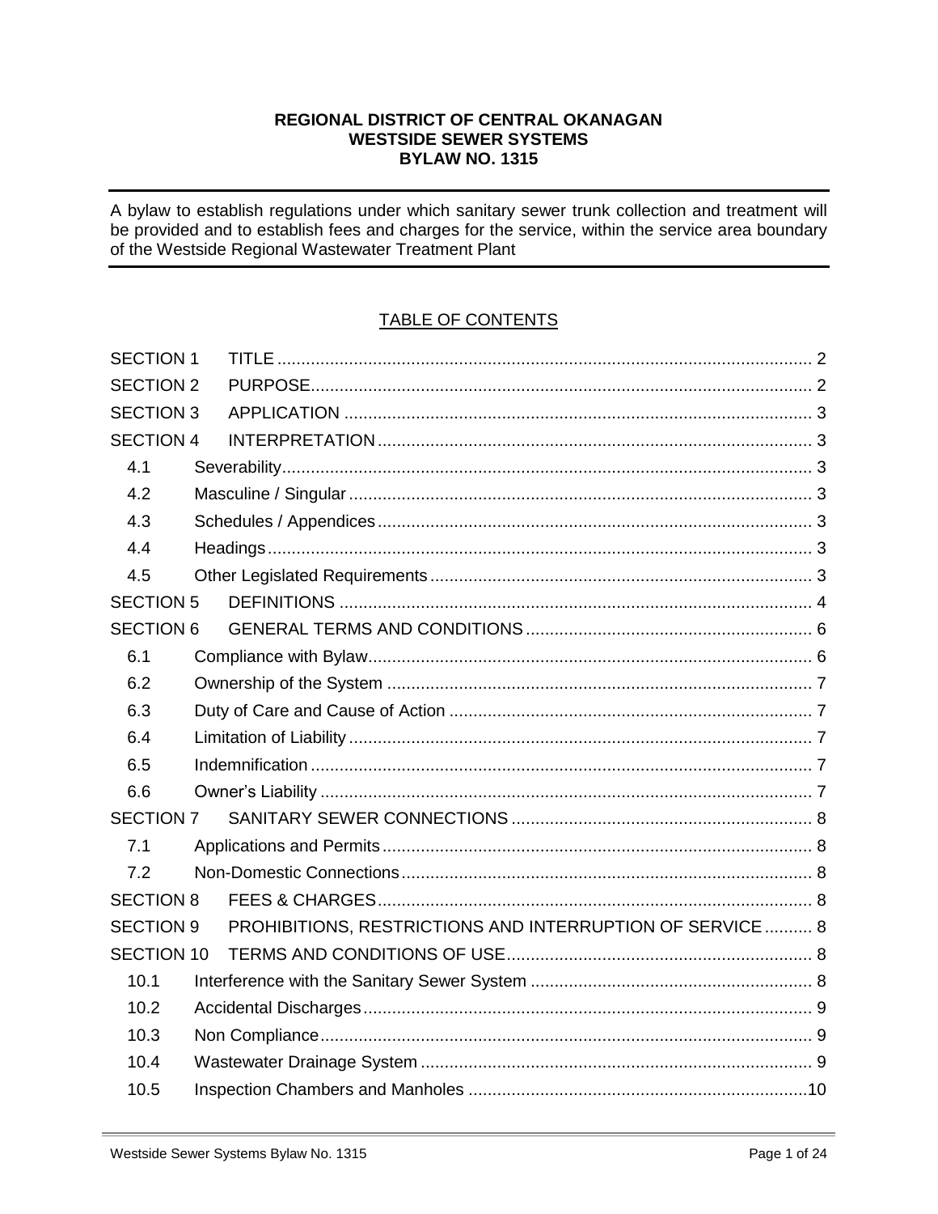# REGIONAL DISTRICT OF CENTRAL OKANAGAN
# WESTSIDE SEWER SYSTEMS
# BYLAW NO. 1315

---

A bylaw to establish regulations under which sanitary sewer trunk collection and treatment will be provided and to establish fees and charges for the service, within the service area boundary of the Westside Regional Wastewater Treatment Plant

---

## TABLE OF CONTENTS

| | | |
|---|---|---|
| SECTION 1 | TITLE | 2 |
| SECTION 2 | PURPOSE | 2 |
| SECTION 3 | APPLICATION | 3 |
| SECTION 4 | INTERPRETATION | 3 |
| 4.1 | Severability | 3 |
| 4.2 | Masculine / Singular | 3 |
| 4.3 | Schedules / Appendices | 3 |
| 4.4 | Headings | 3 |
| 4.5 | Other Legislated Requirements | 3 |
| SECTION 5 | DEFINITIONS | 4 |
| SECTION 6 | GENERAL TERMS AND CONDITIONS | 6 |
| 6.1 | Compliance with Bylaw | 6 |
| 6.2 | Ownership of the System | 7 |
| 6.3 | Duty of Care and Cause of Action | 7 |
| 6.4 | Limitation of Liability | 7 |
| 6.5 | Indemnification | 7 |
| 6.6 | Owner's Liability | 7 |
| SECTION 7 | SANITARY SEWER CONNECTIONS | 8 |
| 7.1 | Applications and Permits | 8 |
| 7.2 | Non-Domestic Connections | 8 |
| SECTION 8 | FEES & CHARGES | 8 |
| SECTION 9 | PROHIBITIONS, RESTRICTIONS AND INTERRUPTION OF SERVICE | 8 |
| SECTION 10 | TERMS AND CONDITIONS OF USE | 8 |
| 10.1 | Interference with the Sanitary Sewer System | 8 |
| 10.2 | Accidental Discharges | 9 |
| 10.3 | Non Compliance | 9 |
| 10.4 | Wastewater Drainage System | 9 |
| 10.5 | Inspection Chambers and Manholes | 10 |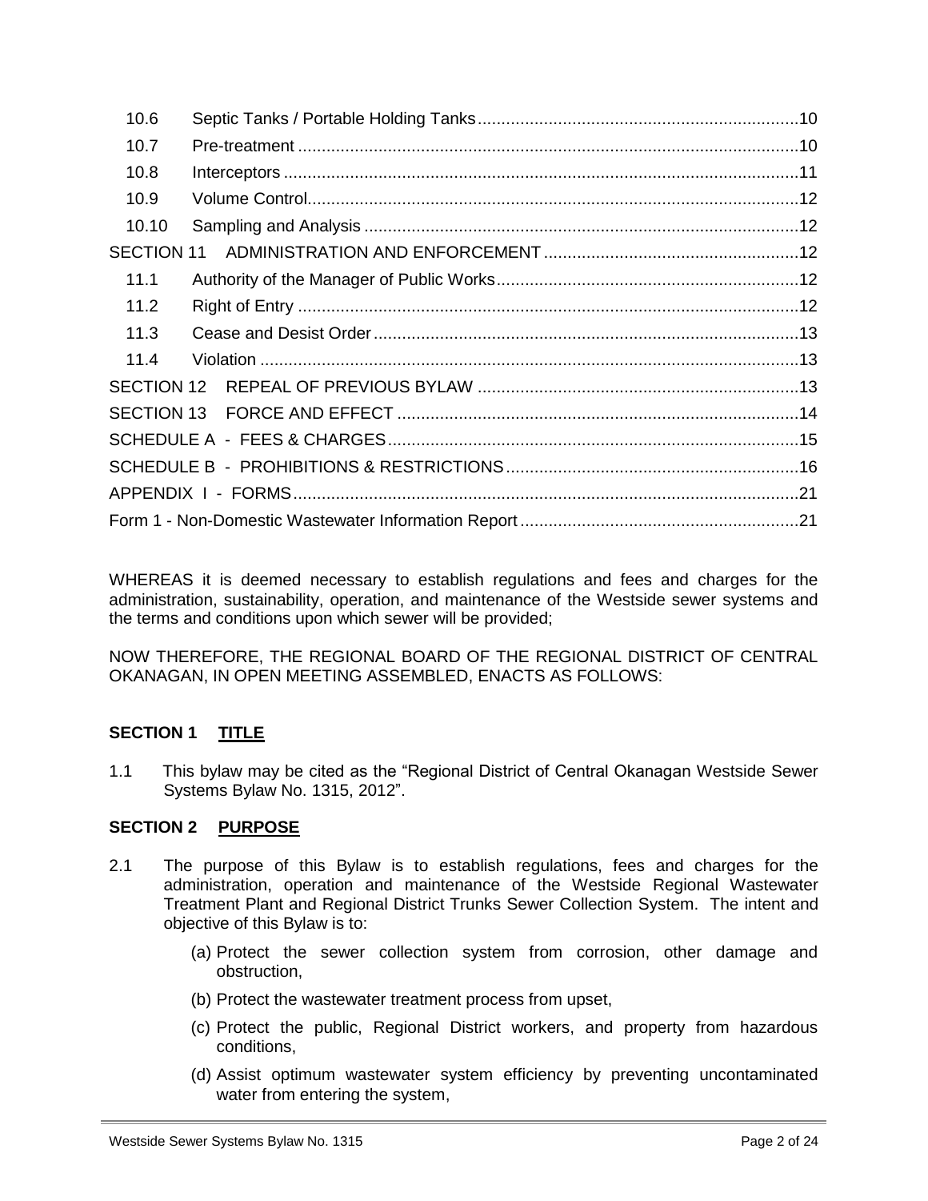| | | |
|---|---|---|
| 10.6 | Septic Tanks / Portable Holding Tanks | 10 |
| 10.7 | Pre-treatment | 10 |
| 10.8 | Interceptors | 11 |
| 10.9 | Volume Control | 12 |
| 10.10 | Sampling and Analysis | 12 |
| SECTION 11 | ADMINISTRATION AND ENFORCEMENT | 12 |
| 11.1 | Authority of the Manager of Public Works | 12 |
| 11.2 | Right of Entry | 12 |
| 11.3 | Cease and Desist Order | 13 |
| 11.4 | Violation | 13 |
| SECTION 12 | REPEAL OF PREVIOUS BYLAW | 13 |
| SECTION 13 | FORCE AND EFFECT | 14 |
| SCHEDULE A - FEES & CHARGES | | 15 |
| SCHEDULE B - PROHIBITIONS & RESTRICTIONS | | 16 |
| APPENDIX I - FORMS | | 21 |
| Form 1 - Non-Domestic Wastewater Information Report | | 21 |

WHEREAS it is deemed necessary to establish regulations and fees and charges for the administration, sustainability, operation, and maintenance of the Westside sewer systems and the terms and conditions upon which sewer will be provided;

NOW THEREFORE, THE REGIONAL BOARD OF THE REGIONAL DISTRICT OF CENTRAL OKANAGAN, IN OPEN MEETING ASSEMBLED, ENACTS AS FOLLOWS:

## SECTION 1 TITLE

1.1 This bylaw may be cited as the "Regional District of Central Okanagan Westside Sewer Systems Bylaw No. 1315, 2012".

## SECTION 2 PURPOSE

2.1 The purpose of this Bylaw is to establish regulations, fees and charges for the administration, operation and maintenance of the Westside Regional Wastewater Treatment Plant and Regional District Trunks Sewer Collection System. The intent and objective of this Bylaw is to:

(a) Protect the sewer collection system from corrosion, other damage and obstruction,

(b) Protect the wastewater treatment process from upset,

(c) Protect the public, Regional District workers, and property from hazardous conditions,

(d) Assist optimum wastewater system efficiency by preventing uncontaminated water from entering the system,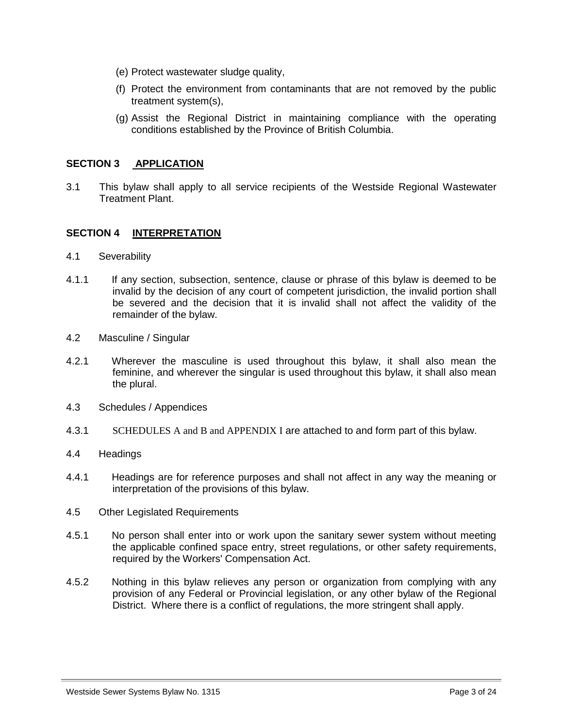(e) Protect wastewater sludge quality,

(f) Protect the environment from contaminants that are not removed by the public treatment system(s),

(g) Assist the Regional District in maintaining compliance with the operating conditions established by the Province of British Columbia.

## SECTION 3 APPLICATION

3.1 This bylaw shall apply to all service recipients of the Westside Regional Wastewater Treatment Plant.

## SECTION 4 INTERPRETATION

4.1 Severability

4.1.1 If any section, subsection, sentence, clause or phrase of this bylaw is deemed to be invalid by the decision of any court of competent jurisdiction, the invalid portion shall be severed and the decision that it is invalid shall not affect the validity of the remainder of the bylaw.

4.2 Masculine / Singular

4.2.1 Wherever the masculine is used throughout this bylaw, it shall also mean the feminine, and wherever the singular is used throughout this bylaw, it shall also mean the plural.

4.3 Schedules / Appendices

4.3.1 SCHEDULES A and B and APPENDIX I are attached to and form part of this bylaw.

4.4 Headings

4.4.1 Headings are for reference purposes and shall not affect in any way the meaning or interpretation of the provisions of this bylaw.

4.5 Other Legislated Requirements

4.5.1 No person shall enter into or work upon the sanitary sewer system without meeting the applicable confined space entry, street regulations, or other safety requirements, required by the Workers' Compensation Act.

4.5.2 Nothing in this bylaw relieves any person or organization from complying with any provision of any Federal or Provincial legislation, or any other bylaw of the Regional District. Where there is a conflict of regulations, the more stringent shall apply.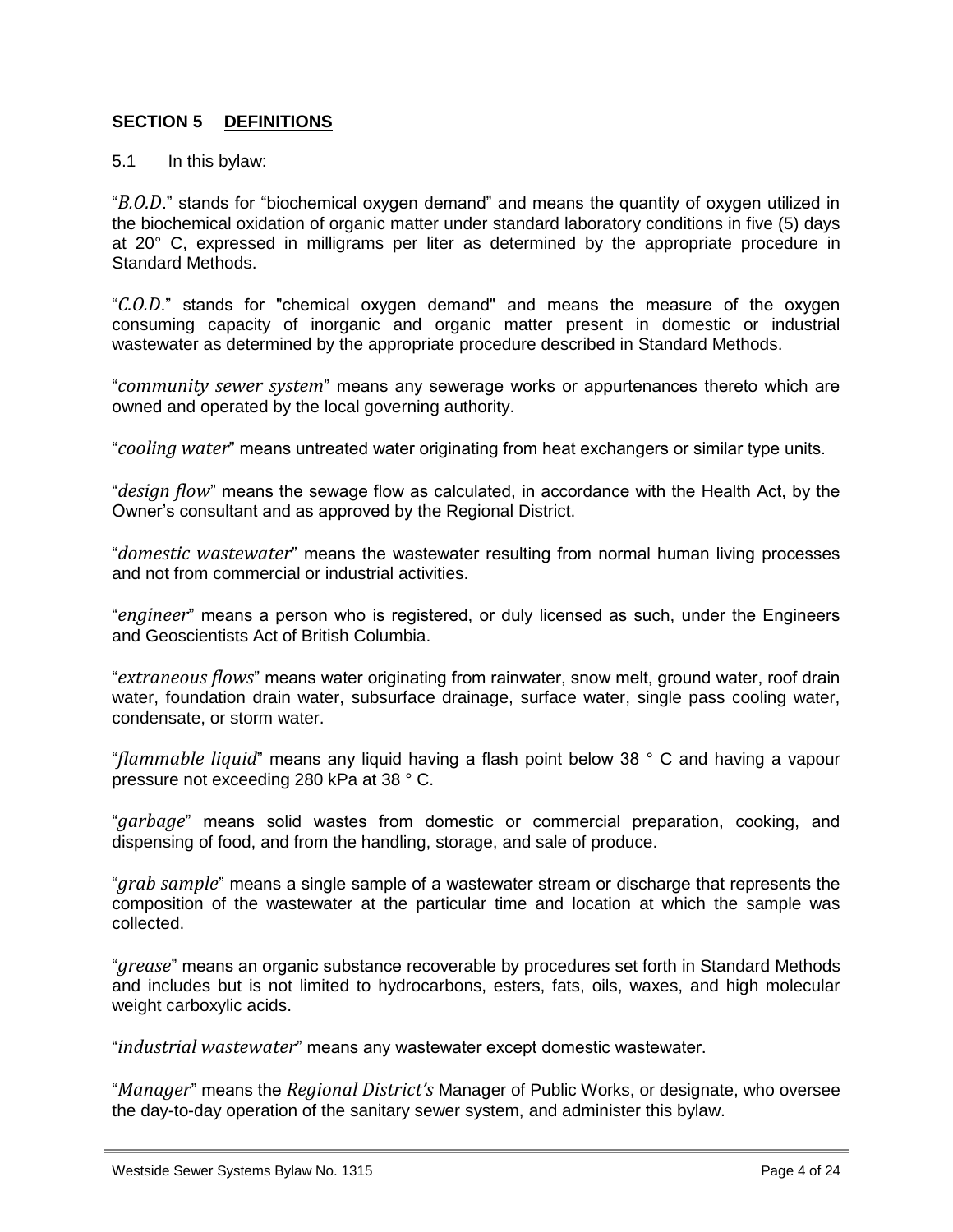## SECTION 5 DEFINITIONS

5.1 In this bylaw:

"*B.O.D.*" stands for "biochemical oxygen demand" and means the quantity of oxygen utilized in the biochemical oxidation of organic matter under standard laboratory conditions in five (5) days at 20° C, expressed in milligrams per liter as determined by the appropriate procedure in Standard Methods.

"*C.O.D.*" stands for "chemical oxygen demand" and means the measure of the oxygen consuming capacity of inorganic and organic matter present in domestic or industrial wastewater as determined by the appropriate procedure described in Standard Methods.

"*community sewer system*" means any sewerage works or appurtenances thereto which are owned and operated by the local governing authority.

"*cooling water*" means untreated water originating from heat exchangers or similar type units.

"*design flow*" means the sewage flow as calculated, in accordance with the Health Act, by the Owner's consultant and as approved by the Regional District.

"*domestic wastewater*" means the wastewater resulting from normal human living processes and not from commercial or industrial activities.

"*engineer*" means a person who is registered, or duly licensed as such, under the Engineers and Geoscientists Act of British Columbia.

"*extraneous flows*" means water originating from rainwater, snow melt, ground water, roof drain water, foundation drain water, subsurface drainage, surface water, single pass cooling water, condensate, or storm water.

"*flammable liquid*" means any liquid having a flash point below 38 ° C and having a vapour pressure not exceeding 280 kPa at 38 ° C.

"*garbage*" means solid wastes from domestic or commercial preparation, cooking, and dispensing of food, and from the handling, storage, and sale of produce.

"*grab sample*" means a single sample of a wastewater stream or discharge that represents the composition of the wastewater at the particular time and location at which the sample was collected.

"*grease*" means an organic substance recoverable by procedures set forth in Standard Methods and includes but is not limited to hydrocarbons, esters, fats, oils, waxes, and high molecular weight carboxylic acids.

"*industrial wastewater*" means any wastewater except domestic wastewater.

"*Manager*" means the *Regional District's* Manager of Public Works, or designate, who oversee the day-to-day operation of the sanitary sewer system, and administer this bylaw.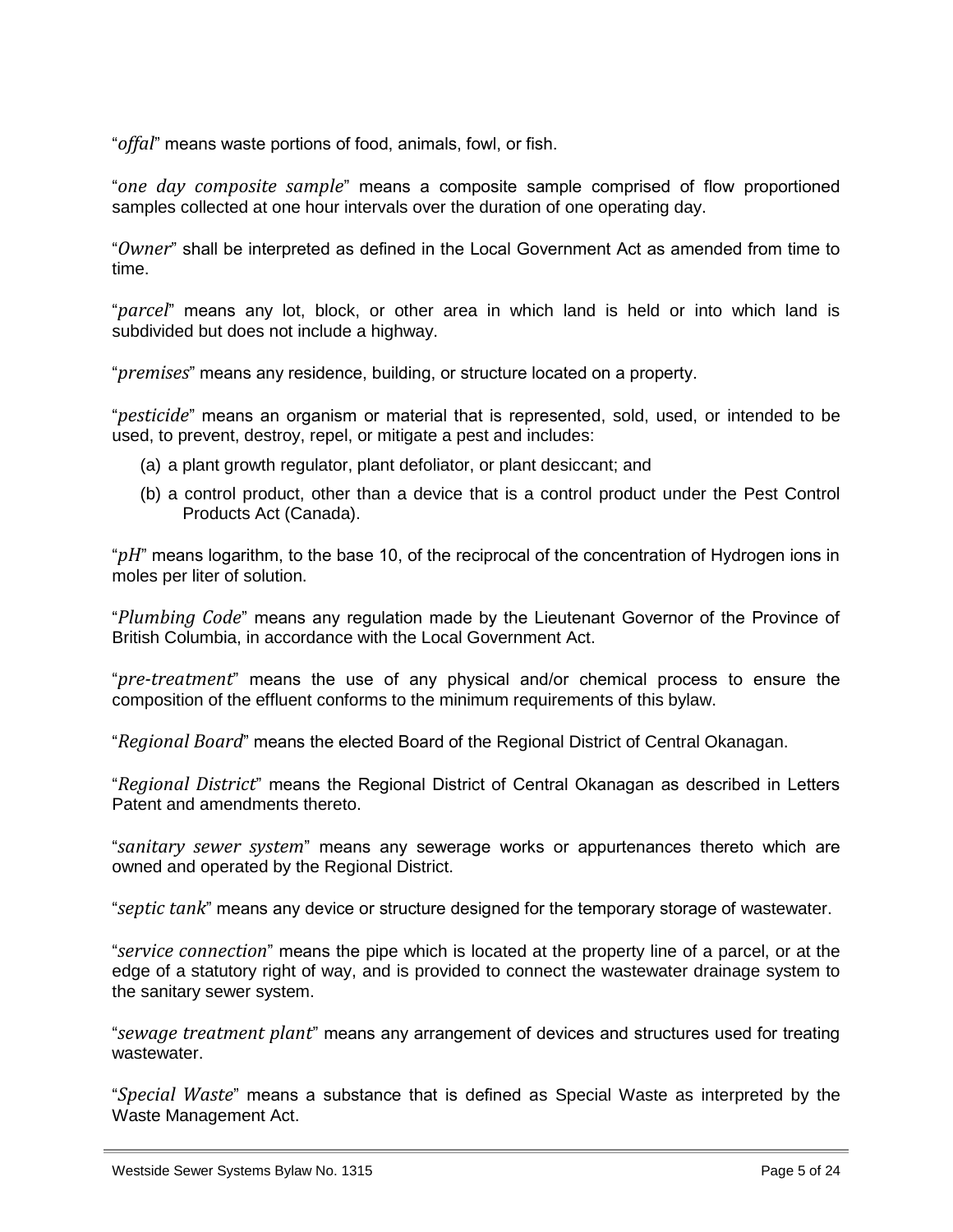"*offal*" means waste portions of food, animals, fowl, or fish.

"*one day composite sample*" means a composite sample comprised of flow proportioned samples collected at one hour intervals over the duration of one operating day.

"*Owner*" shall be interpreted as defined in the Local Government Act as amended from time to time.

"*parcel*" means any lot, block, or other area in which land is held or into which land is subdivided but does not include a highway.

"*premises*" means any residence, building, or structure located on a property.

"*pesticide*" means an organism or material that is represented, sold, used, or intended to be used, to prevent, destroy, repel, or mitigate a pest and includes:

(a) a plant growth regulator, plant defoliator, or plant desiccant; and

(b) a control product, other than a device that is a control product under the Pest Control Products Act (Canada).

"*pH*" means logarithm, to the base 10, of the reciprocal of the concentration of Hydrogen ions in moles per liter of solution.

"*Plumbing Code*" means any regulation made by the Lieutenant Governor of the Province of British Columbia, in accordance with the Local Government Act.

"*pre-treatment*" means the use of any physical and/or chemical process to ensure the composition of the effluent conforms to the minimum requirements of this bylaw.

"*Regional Board*" means the elected Board of the Regional District of Central Okanagan.

"*Regional District*" means the Regional District of Central Okanagan as described in Letters Patent and amendments thereto.

"*sanitary sewer system*" means any sewerage works or appurtenances thereto which are owned and operated by the Regional District.

"*septic tank*" means any device or structure designed for the temporary storage of wastewater.

"*service connection*" means the pipe which is located at the property line of a parcel, or at the edge of a statutory right of way, and is provided to connect the wastewater drainage system to the sanitary sewer system.

"*sewage treatment plant*" means any arrangement of devices and structures used for treating wastewater.

"*Special Waste*" means a substance that is defined as Special Waste as interpreted by the Waste Management Act.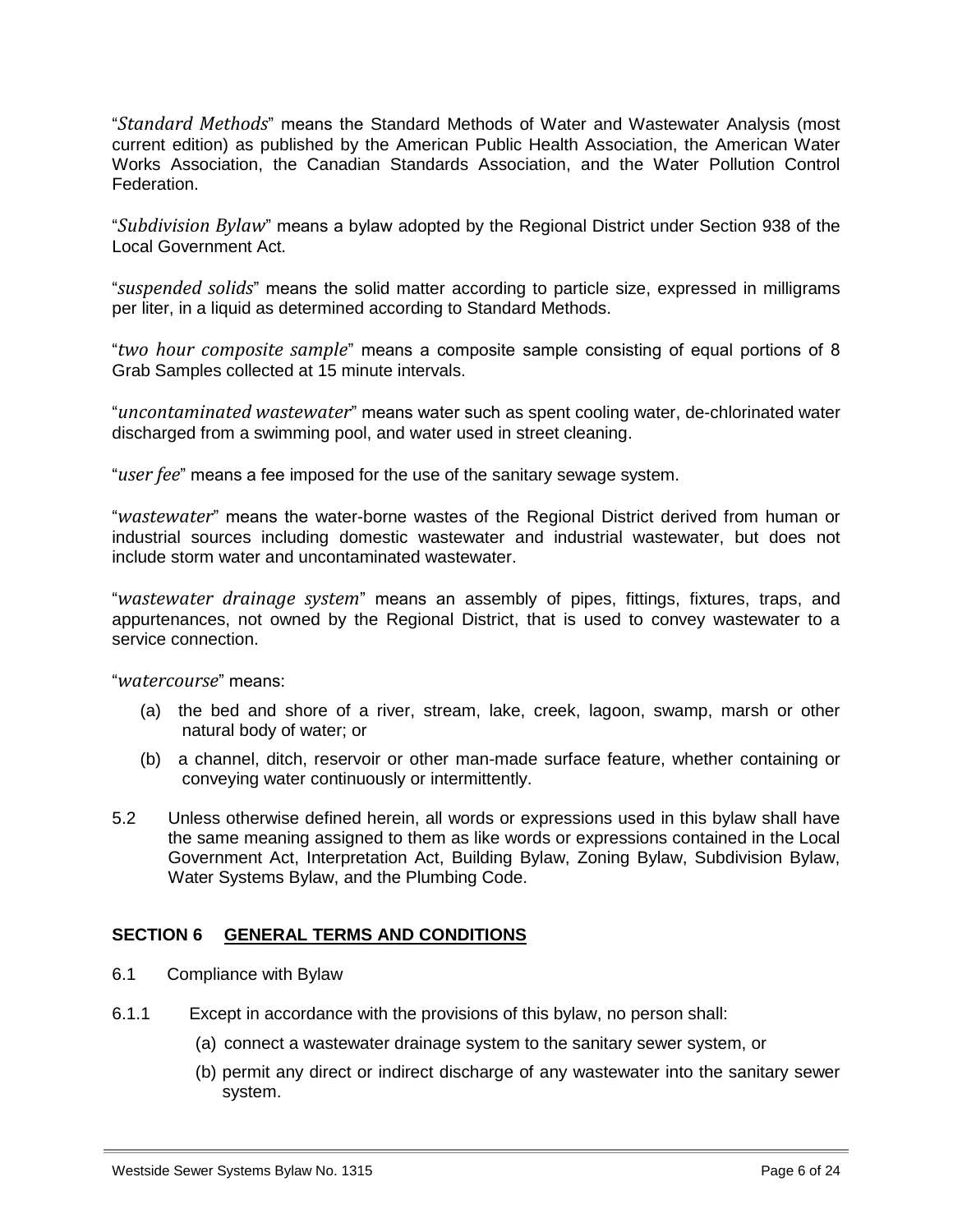"*Standard Methods*" means the Standard Methods of Water and Wastewater Analysis (most current edition) as published by the American Public Health Association, the American Water Works Association, the Canadian Standards Association, and the Water Pollution Control Federation.

"*Subdivision Bylaw*" means a bylaw adopted by the Regional District under Section 938 of the Local Government Act.

"*suspended solids*" means the solid matter according to particle size, expressed in milligrams per liter, in a liquid as determined according to Standard Methods.

"*two hour composite sample*" means a composite sample consisting of equal portions of 8 Grab Samples collected at 15 minute intervals.

"*uncontaminated wastewater*" means water such as spent cooling water, de-chlorinated water discharged from a swimming pool, and water used in street cleaning.

"*user fee*" means a fee imposed for the use of the sanitary sewage system.

"*wastewater*" means the water-borne wastes of the Regional District derived from human or industrial sources including domestic wastewater and industrial wastewater, but does not include storm water and uncontaminated wastewater.

"*wastewater drainage system*" means an assembly of pipes, fittings, fixtures, traps, and appurtenances, not owned by the Regional District, that is used to convey wastewater to a service connection.

"*watercourse*" means:

(a) the bed and shore of a river, stream, lake, creek, lagoon, swamp, marsh or other natural body of water; or

(b) a channel, ditch, reservoir or other man-made surface feature, whether containing or conveying water continuously or intermittently.

5.2 Unless otherwise defined herein, all words or expressions used in this bylaw shall have the same meaning assigned to them as like words or expressions contained in the Local Government Act, Interpretation Act, Building Bylaw, Zoning Bylaw, Subdivision Bylaw, Water Systems Bylaw, and the Plumbing Code.

## SECTION 6 GENERAL TERMS AND CONDITIONS

6.1 Compliance with Bylaw

6.1.1 Except in accordance with the provisions of this bylaw, no person shall:

(a) connect a wastewater drainage system to the sanitary sewer system, or

(b) permit any direct or indirect discharge of any wastewater into the sanitary sewer system.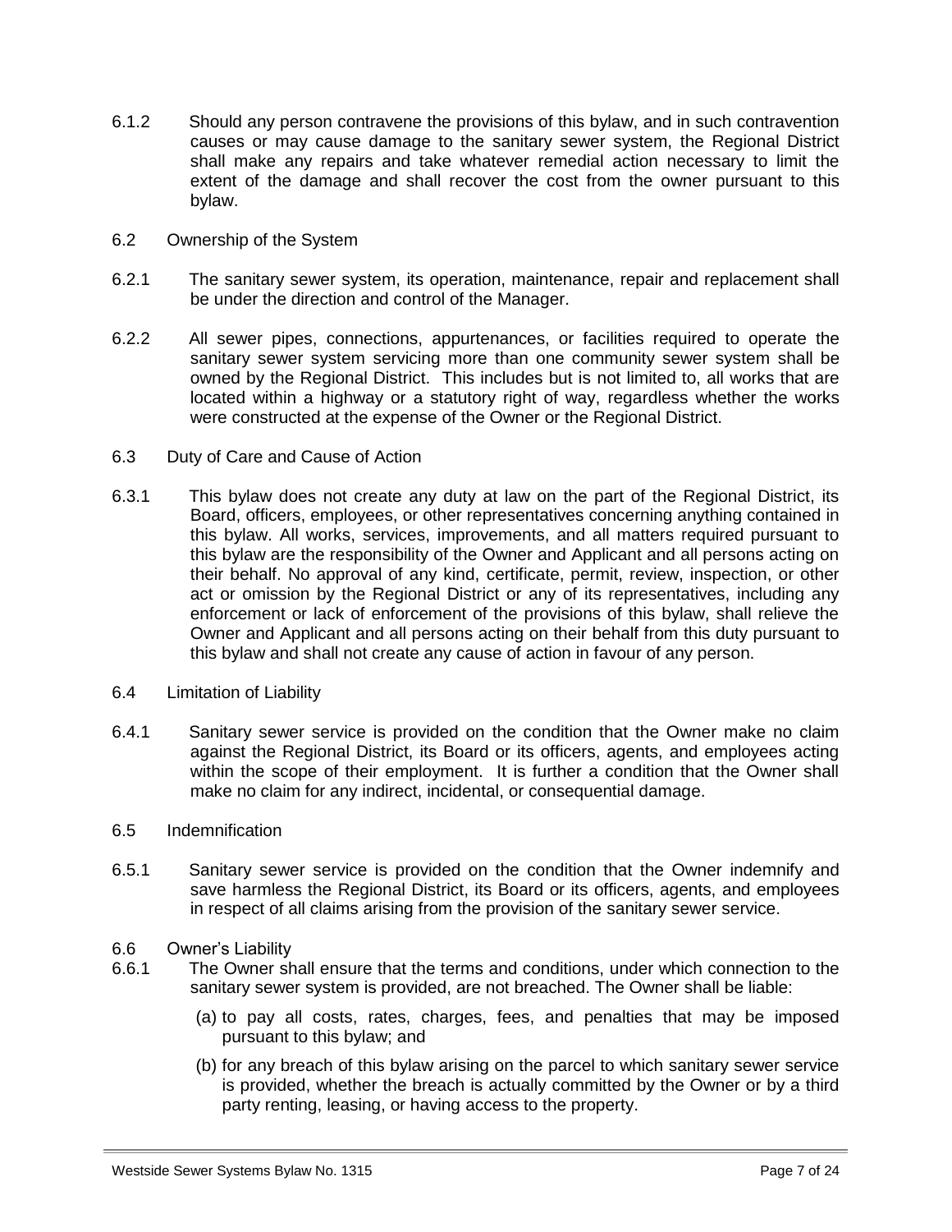6.1.2 Should any person contravene the provisions of this bylaw, and in such contravention causes or may cause damage to the sanitary sewer system, the Regional District shall make any repairs and take whatever remedial action necessary to limit the extent of the damage and shall recover the cost from the owner pursuant to this bylaw.

6.2 Ownership of the System

6.2.1 The sanitary sewer system, its operation, maintenance, repair and replacement shall be under the direction and control of the Manager.

6.2.2 All sewer pipes, connections, appurtenances, or facilities required to operate the sanitary sewer system servicing more than one community sewer system shall be owned by the Regional District. This includes but is not limited to, all works that are located within a highway or a statutory right of way, regardless whether the works were constructed at the expense of the Owner or the Regional District.

6.3 Duty of Care and Cause of Action

6.3.1 This bylaw does not create any duty at law on the part of the Regional District, its Board, officers, employees, or other representatives concerning anything contained in this bylaw. All works, services, improvements, and all matters required pursuant to this bylaw are the responsibility of the Owner and Applicant and all persons acting on their behalf. No approval of any kind, certificate, permit, review, inspection, or other act or omission by the Regional District or any of its representatives, including any enforcement or lack of enforcement of the provisions of this bylaw, shall relieve the Owner and Applicant and all persons acting on their behalf from this duty pursuant to this bylaw and shall not create any cause of action in favour of any person.

6.4 Limitation of Liability

6.4.1 Sanitary sewer service is provided on the condition that the Owner make no claim against the Regional District, its Board or its officers, agents, and employees acting within the scope of their employment. It is further a condition that the Owner shall make no claim for any indirect, incidental, or consequential damage.

6.5 Indemnification

6.5.1 Sanitary sewer service is provided on the condition that the Owner indemnify and save harmless the Regional District, its Board or its officers, agents, and employees in respect of all claims arising from the provision of the sanitary sewer service.

6.6 Owner's Liability

6.6.1 The Owner shall ensure that the terms and conditions, under which connection to the sanitary sewer system is provided, are not breached. The Owner shall be liable:

(a) to pay all costs, rates, charges, fees, and penalties that may be imposed pursuant to this bylaw; and

(b) for any breach of this bylaw arising on the parcel to which sanitary sewer service is provided, whether the breach is actually committed by the Owner or by a third party renting, leasing, or having access to the property.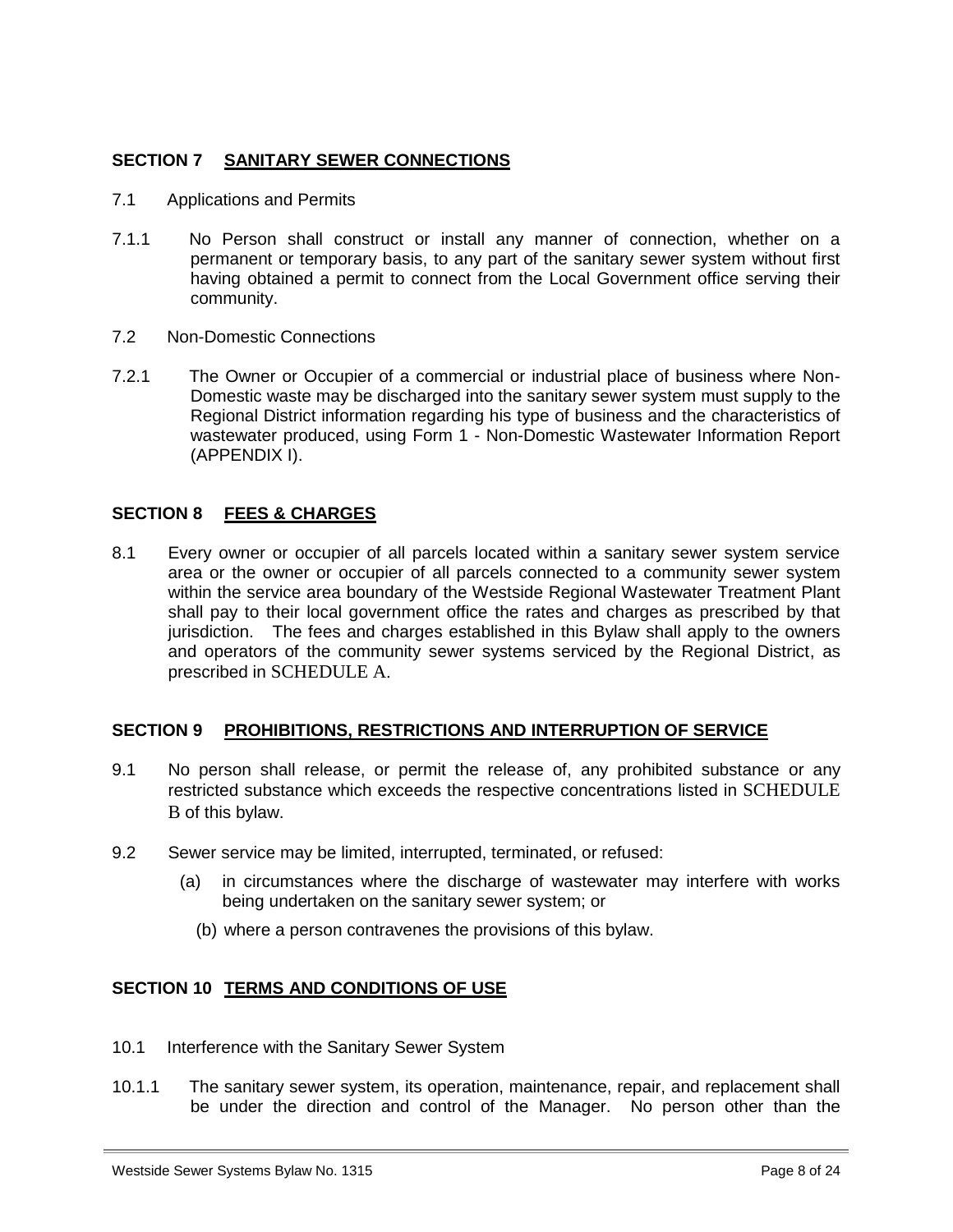## SECTION 7 SANITARY SEWER CONNECTIONS

7.1 Applications and Permits

7.1.1 No Person shall construct or install any manner of connection, whether on a permanent or temporary basis, to any part of the sanitary sewer system without first having obtained a permit to connect from the Local Government office serving their community.

7.2 Non-Domestic Connections

7.2.1 The Owner or Occupier of a commercial or industrial place of business where Non-Domestic waste may be discharged into the sanitary sewer system must supply to the Regional District information regarding his type of business and the characteristics of wastewater produced, using Form 1 - Non-Domestic Wastewater Information Report (APPENDIX I).

## SECTION 8 FEES & CHARGES

8.1 Every owner or occupier of all parcels located within a sanitary sewer system service area or the owner or occupier of all parcels connected to a community sewer system within the service area boundary of the Westside Regional Wastewater Treatment Plant shall pay to their local government office the rates and charges as prescribed by that jurisdiction. The fees and charges established in this Bylaw shall apply to the owners and operators of the community sewer systems serviced by the Regional District, as prescribed in SCHEDULE A.

## SECTION 9 PROHIBITIONS, RESTRICTIONS AND INTERRUPTION OF SERVICE

9.1 No person shall release, or permit the release of, any prohibited substance or any restricted substance which exceeds the respective concentrations listed in SCHEDULE B of this bylaw.

9.2 Sewer service may be limited, interrupted, terminated, or refused:

(a) in circumstances where the discharge of wastewater may interfere with works being undertaken on the sanitary sewer system; or

(b) where a person contravenes the provisions of this bylaw.

## SECTION 10 TERMS AND CONDITIONS OF USE

10.1 Interference with the Sanitary Sewer System

10.1.1 The sanitary sewer system, its operation, maintenance, repair, and replacement shall be under the direction and control of the Manager. No person other than the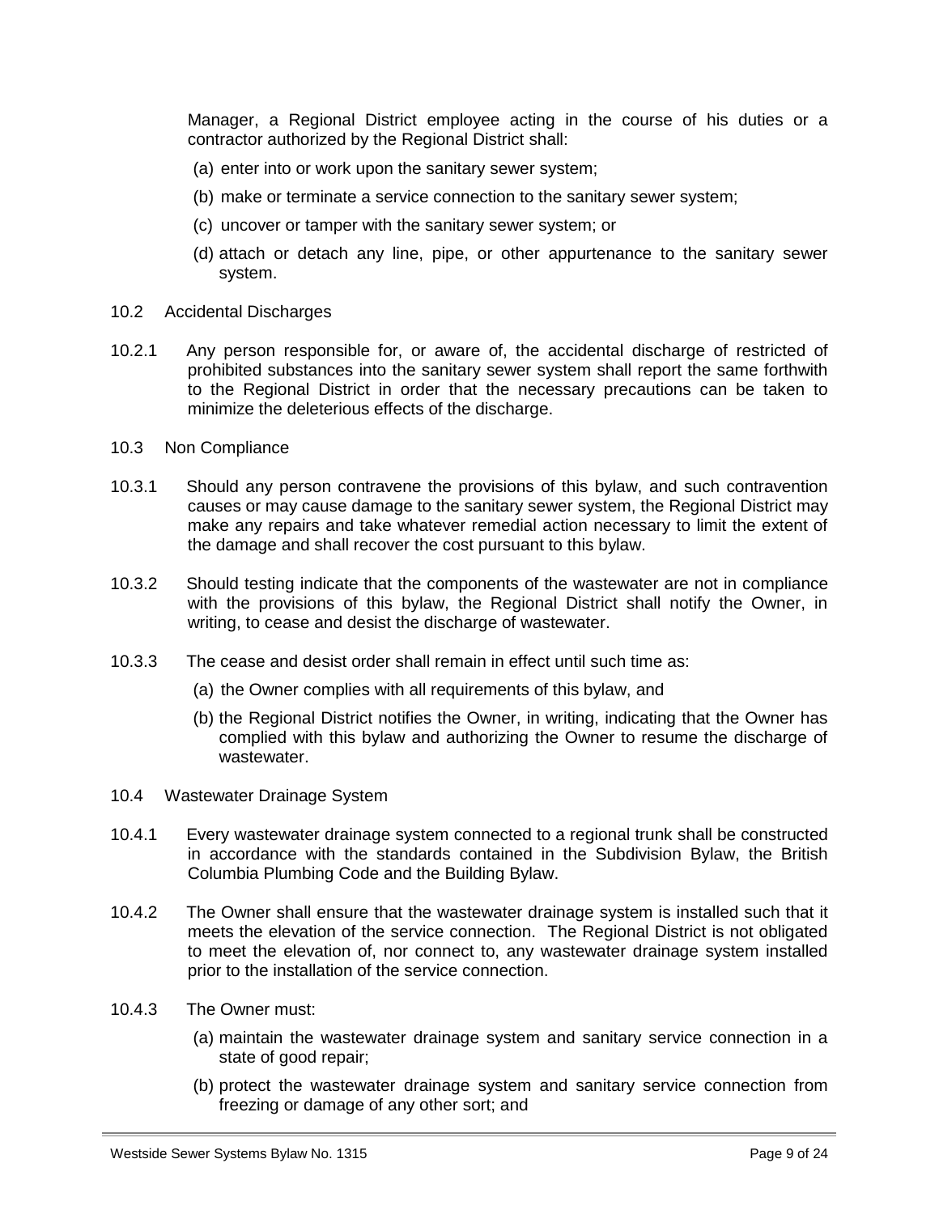Manager, a Regional District employee acting in the course of his duties or a contractor authorized by the Regional District shall:

(a) enter into or work upon the sanitary sewer system;

(b) make or terminate a service connection to the sanitary sewer system;

(c) uncover or tamper with the sanitary sewer system; or

(d) attach or detach any line, pipe, or other appurtenance to the sanitary sewer system.

10.2 Accidental Discharges

10.2.1 Any person responsible for, or aware of, the accidental discharge of restricted of prohibited substances into the sanitary sewer system shall report the same forthwith to the Regional District in order that the necessary precautions can be taken to minimize the deleterious effects of the discharge.

10.3 Non Compliance

10.3.1 Should any person contravene the provisions of this bylaw, and such contravention causes or may cause damage to the sanitary sewer system, the Regional District may make any repairs and take whatever remedial action necessary to limit the extent of the damage and shall recover the cost pursuant to this bylaw.

10.3.2 Should testing indicate that the components of the wastewater are not in compliance with the provisions of this bylaw, the Regional District shall notify the Owner, in writing, to cease and desist the discharge of wastewater.

10.3.3 The cease and desist order shall remain in effect until such time as:

(a) the Owner complies with all requirements of this bylaw, and

(b) the Regional District notifies the Owner, in writing, indicating that the Owner has complied with this bylaw and authorizing the Owner to resume the discharge of wastewater.

10.4 Wastewater Drainage System

10.4.1 Every wastewater drainage system connected to a regional trunk shall be constructed in accordance with the standards contained in the Subdivision Bylaw, the British Columbia Plumbing Code and the Building Bylaw.

10.4.2 The Owner shall ensure that the wastewater drainage system is installed such that it meets the elevation of the service connection. The Regional District is not obligated to meet the elevation of, nor connect to, any wastewater drainage system installed prior to the installation of the service connection.

10.4.3 The Owner must:

(a) maintain the wastewater drainage system and sanitary service connection in a state of good repair;

(b) protect the wastewater drainage system and sanitary service connection from freezing or damage of any other sort; and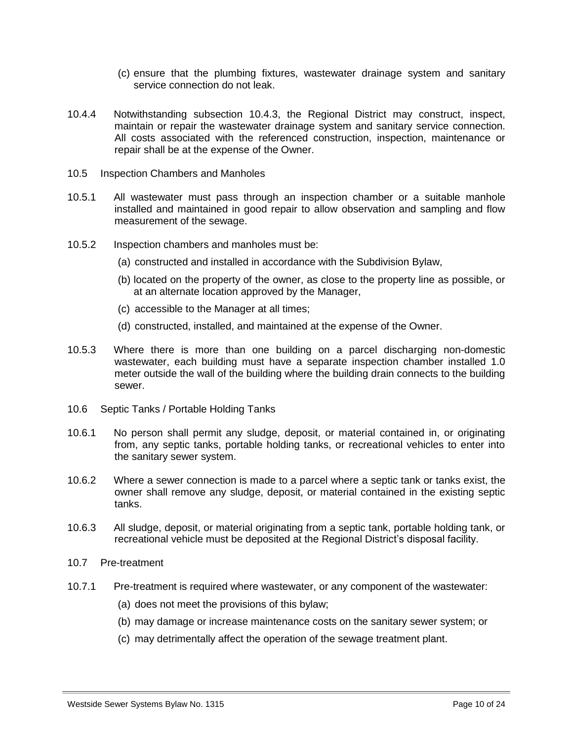(c) ensure that the plumbing fixtures, wastewater drainage system and sanitary service connection do not leak.

10.4.4 Notwithstanding subsection 10.4.3, the Regional District may construct, inspect, maintain or repair the wastewater drainage system and sanitary service connection. All costs associated with the referenced construction, inspection, maintenance or repair shall be at the expense of the Owner.

10.5 Inspection Chambers and Manholes

10.5.1 All wastewater must pass through an inspection chamber or a suitable manhole installed and maintained in good repair to allow observation and sampling and flow measurement of the sewage.

10.5.2 Inspection chambers and manholes must be:

(a) constructed and installed in accordance with the Subdivision Bylaw,

(b) located on the property of the owner, as close to the property line as possible, or at an alternate location approved by the Manager,

(c) accessible to the Manager at all times;

(d) constructed, installed, and maintained at the expense of the Owner.

10.5.3 Where there is more than one building on a parcel discharging non-domestic wastewater, each building must have a separate inspection chamber installed 1.0 meter outside the wall of the building where the building drain connects to the building sewer.

10.6 Septic Tanks / Portable Holding Tanks

10.6.1 No person shall permit any sludge, deposit, or material contained in, or originating from, any septic tanks, portable holding tanks, or recreational vehicles to enter into the sanitary sewer system.

10.6.2 Where a sewer connection is made to a parcel where a septic tank or tanks exist, the owner shall remove any sludge, deposit, or material contained in the existing septic tanks.

10.6.3 All sludge, deposit, or material originating from a septic tank, portable holding tank, or recreational vehicle must be deposited at the Regional District's disposal facility.

10.7 Pre-treatment

10.7.1 Pre-treatment is required where wastewater, or any component of the wastewater:

(a) does not meet the provisions of this bylaw;

(b) may damage or increase maintenance costs on the sanitary sewer system; or

(c) may detrimentally affect the operation of the sewage treatment plant.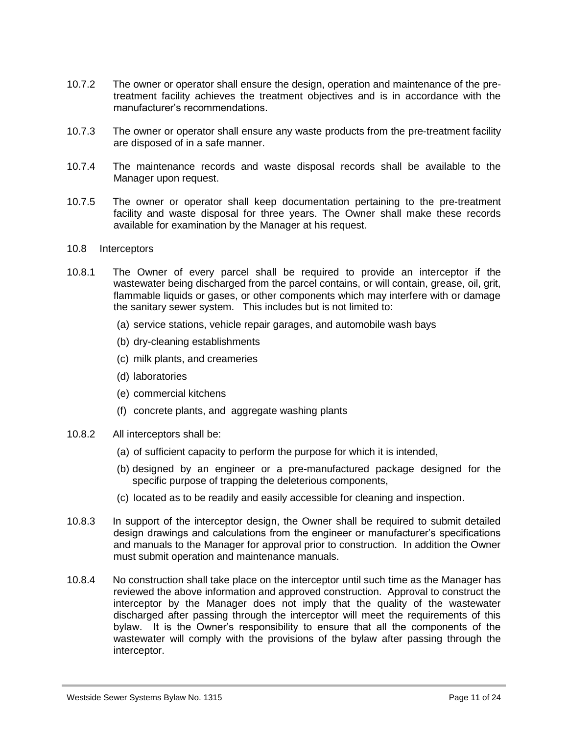10.7.2 The owner or operator shall ensure the design, operation and maintenance of the pre-treatment facility achieves the treatment objectives and is in accordance with the manufacturer's recommendations.

10.7.3 The owner or operator shall ensure any waste products from the pre-treatment facility are disposed of in a safe manner.

10.7.4 The maintenance records and waste disposal records shall be available to the Manager upon request.

10.7.5 The owner or operator shall keep documentation pertaining to the pre-treatment facility and waste disposal for three years. The Owner shall make these records available for examination by the Manager at his request.

10.8 Interceptors

10.8.1 The Owner of every parcel shall be required to provide an interceptor if the wastewater being discharged from the parcel contains, or will contain, grease, oil, grit, flammable liquids or gases, or other components which may interfere with or damage the sanitary sewer system. This includes but is not limited to:

(a) service stations, vehicle repair garages, and automobile wash bays

(b) dry-cleaning establishments

(c) milk plants, and creameries

(d) laboratories

(e) commercial kitchens

(f) concrete plants, and aggregate washing plants

10.8.2 All interceptors shall be:

(a) of sufficient capacity to perform the purpose for which it is intended,

(b) designed by an engineer or a pre-manufactured package designed for the specific purpose of trapping the deleterious components,

(c) located as to be readily and easily accessible for cleaning and inspection.

10.8.3 In support of the interceptor design, the Owner shall be required to submit detailed design drawings and calculations from the engineer or manufacturer's specifications and manuals to the Manager for approval prior to construction. In addition the Owner must submit operation and maintenance manuals.

10.8.4 No construction shall take place on the interceptor until such time as the Manager has reviewed the above information and approved construction. Approval to construct the interceptor by the Manager does not imply that the quality of the wastewater discharged after passing through the interceptor will meet the requirements of this bylaw. It is the Owner's responsibility to ensure that all the components of the wastewater will comply with the provisions of the bylaw after passing through the interceptor.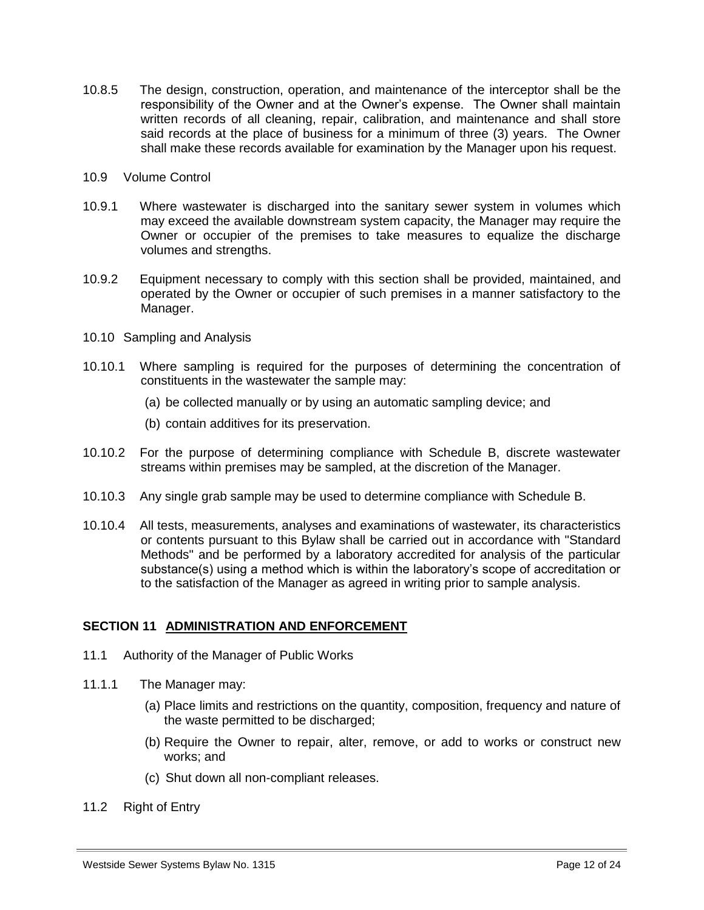10.8.5 The design, construction, operation, and maintenance of the interceptor shall be the responsibility of the Owner and at the Owner's expense. The Owner shall maintain written records of all cleaning, repair, calibration, and maintenance and shall store said records at the place of business for a minimum of three (3) years. The Owner shall make these records available for examination by the Manager upon his request.

10.9 Volume Control

10.9.1 Where wastewater is discharged into the sanitary sewer system in volumes which may exceed the available downstream system capacity, the Manager may require the Owner or occupier of the premises to take measures to equalize the discharge volumes and strengths.

10.9.2 Equipment necessary to comply with this section shall be provided, maintained, and operated by the Owner or occupier of such premises in a manner satisfactory to the Manager.

10.10 Sampling and Analysis

10.10.1 Where sampling is required for the purposes of determining the concentration of constituents in the wastewater the sample may:

(a) be collected manually or by using an automatic sampling device; and

(b) contain additives for its preservation.

10.10.2 For the purpose of determining compliance with Schedule B, discrete wastewater streams within premises may be sampled, at the discretion of the Manager.

10.10.3 Any single grab sample may be used to determine compliance with Schedule B.

10.10.4 All tests, measurements, analyses and examinations of wastewater, its characteristics or contents pursuant to this Bylaw shall be carried out in accordance with "Standard Methods" and be performed by a laboratory accredited for analysis of the particular substance(s) using a method which is within the laboratory's scope of accreditation or to the satisfaction of the Manager as agreed in writing prior to sample analysis.

## SECTION 11 ADMINISTRATION AND ENFORCEMENT

11.1 Authority of the Manager of Public Works

11.1.1 The Manager may:

(a) Place limits and restrictions on the quantity, composition, frequency and nature of the waste permitted to be discharged;

(b) Require the Owner to repair, alter, remove, or add to works or construct new works; and

(c) Shut down all non-compliant releases.

11.2 Right of Entry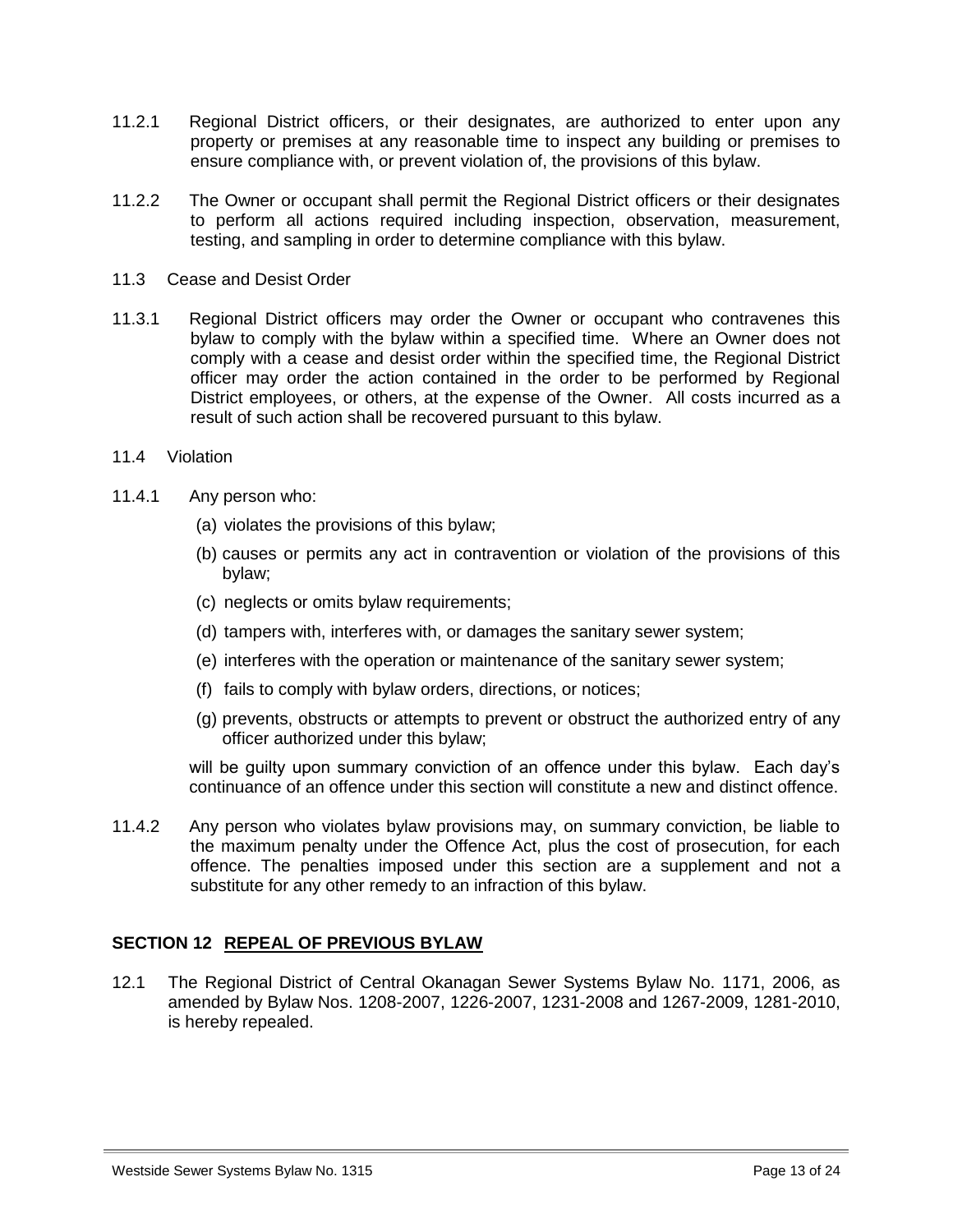11.2.1 Regional District officers, or their designates, are authorized to enter upon any property or premises at any reasonable time to inspect any building or premises to ensure compliance with, or prevent violation of, the provisions of this bylaw.

11.2.2 The Owner or occupant shall permit the Regional District officers or their designates to perform all actions required including inspection, observation, measurement, testing, and sampling in order to determine compliance with this bylaw.

11.3 Cease and Desist Order

11.3.1 Regional District officers may order the Owner or occupant who contravenes this bylaw to comply with the bylaw within a specified time. Where an Owner does not comply with a cease and desist order within the specified time, the Regional District officer may order the action contained in the order to be performed by Regional District employees, or others, at the expense of the Owner. All costs incurred as a result of such action shall be recovered pursuant to this bylaw.

11.4 Violation

11.4.1 Any person who:

(a) violates the provisions of this bylaw;

(b) causes or permits any act in contravention or violation of the provisions of this bylaw;

(c) neglects or omits bylaw requirements;

(d) tampers with, interferes with, or damages the sanitary sewer system;

(e) interferes with the operation or maintenance of the sanitary sewer system;

(f) fails to comply with bylaw orders, directions, or notices;

(g) prevents, obstructs or attempts to prevent or obstruct the authorized entry of any officer authorized under this bylaw;

will be guilty upon summary conviction of an offence under this bylaw. Each day's continuance of an offence under this section will constitute a new and distinct offence.

11.4.2 Any person who violates bylaw provisions may, on summary conviction, be liable to the maximum penalty under the Offence Act, plus the cost of prosecution, for each offence. The penalties imposed under this section are a supplement and not a substitute for any other remedy to an infraction of this bylaw.

## SECTION 12 REPEAL OF PREVIOUS BYLAW

12.1 The Regional District of Central Okanagan Sewer Systems Bylaw No. 1171, 2006, as amended by Bylaw Nos. 1208-2007, 1226-2007, 1231-2008 and 1267-2009, 1281-2010, is hereby repealed.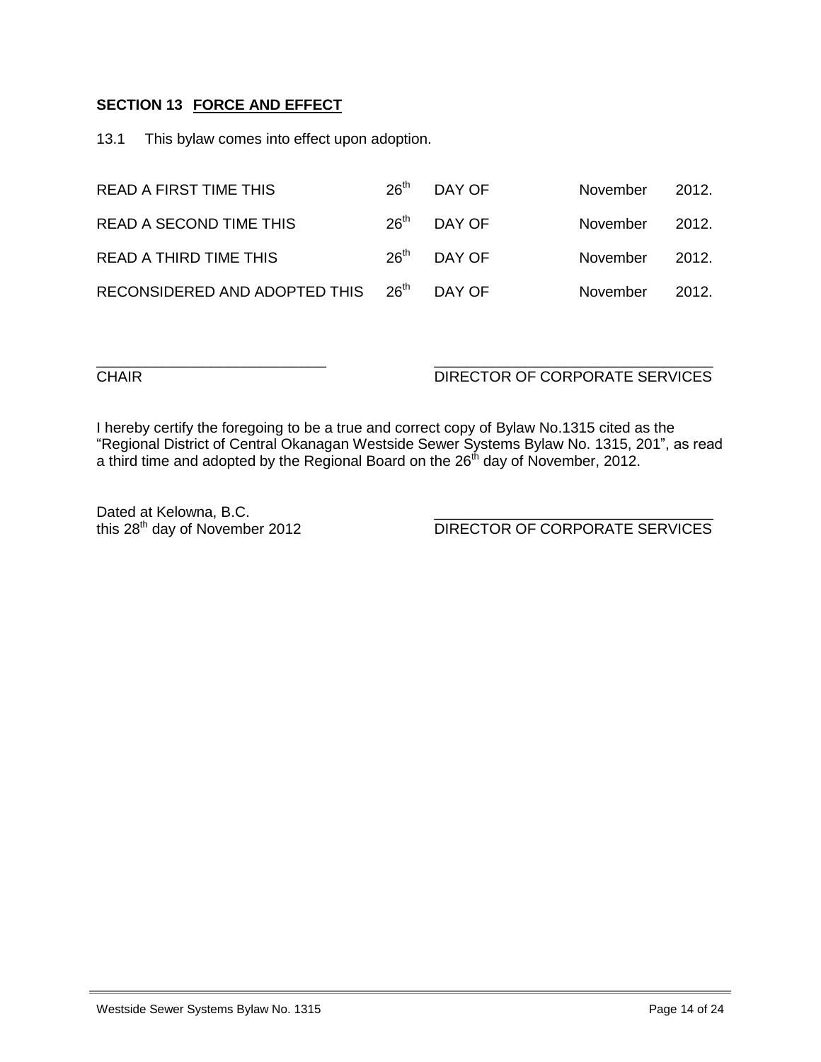### SECTION 13 FORCE AND EFFECT

13.1 This bylaw comes into effect upon adoption.

| | | | | |
|---|---|---|---|---|
| READ A FIRST TIME THIS | 26th | DAY OF | November | 2012. |
| READ A SECOND TIME THIS | 26th | DAY OF | November | 2012. |
| READ A THIRD TIME THIS | 26th | DAY OF | November | 2012. |
| RECONSIDERED AND ADOPTED THIS | 26th | DAY OF | November | 2012. |

\_\_\_\_\_\_\_\_\_\_\_\_\_\_\_\_\_\_\_\_\_\_\_\_\_\_\_\_
CHAIR

\_\_\_\_\_\_\_\_\_\_\_\_\_\_\_\_\_\_\_\_\_\_\_\_\_\_\_\_
DIRECTOR OF CORPORATE SERVICES

I hereby certify the foregoing to be a true and correct copy of Bylaw No.1315 cited as the "Regional District of Central Okanagan Westside Sewer Systems Bylaw No. 1315, 201", as read a third time and adopted by the Regional Board on the 26th day of November, 2012.

Dated at Kelowna, B.C.
this 28th day of November 2012

\_\_\_\_\_\_\_\_\_\_\_\_\_\_\_\_\_\_\_\_\_\_\_\_\_\_\_\_
DIRECTOR OF CORPORATE SERVICES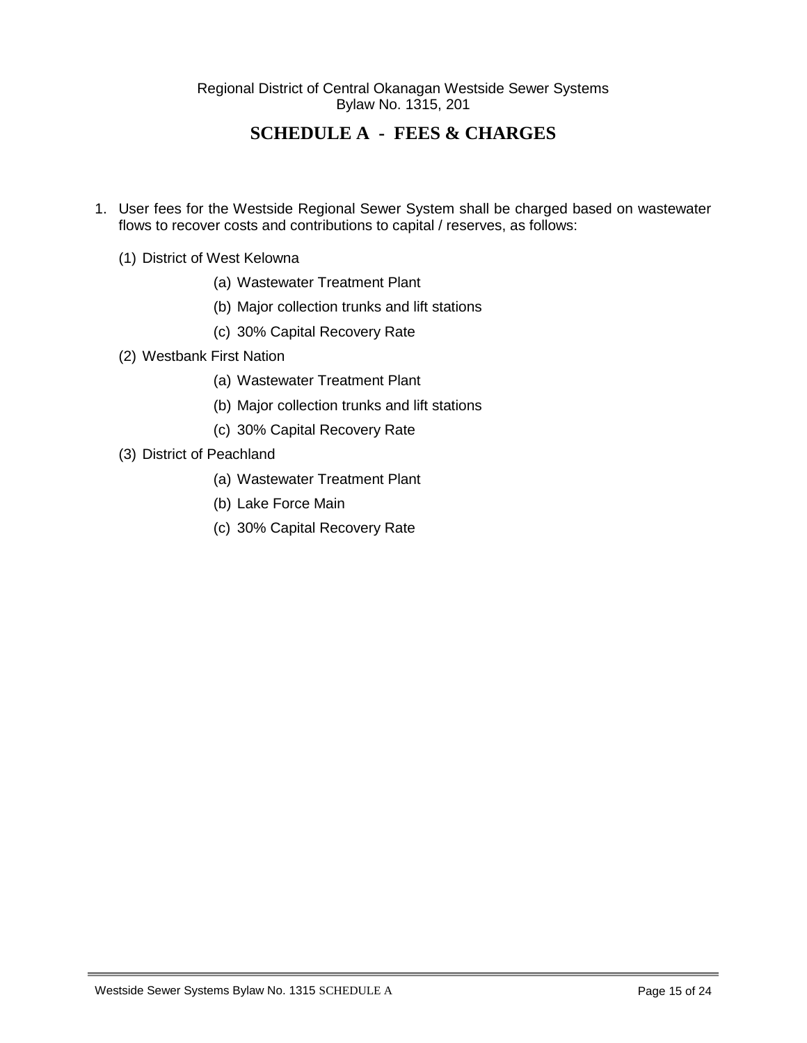# SCHEDULE A - FEES & CHARGES

1. User fees for the Westside Regional Sewer System shall be charged based on wastewater flows to recover costs and contributions to capital / reserves, as follows:

   (1) District of West Kelowna

   - (a) Wastewater Treatment Plant
   - (b) Major collection trunks and lift stations
   - (c) 30% Capital Recovery Rate

   (2) Westbank First Nation

   - (a) Wastewater Treatment Plant
   - (b) Major collection trunks and lift stations
   - (c) 30% Capital Recovery Rate

   (3) District of Peachland

   - (a) Wastewater Treatment Plant
   - (b) Lake Force Main
   - (c) 30% Capital Recovery Rate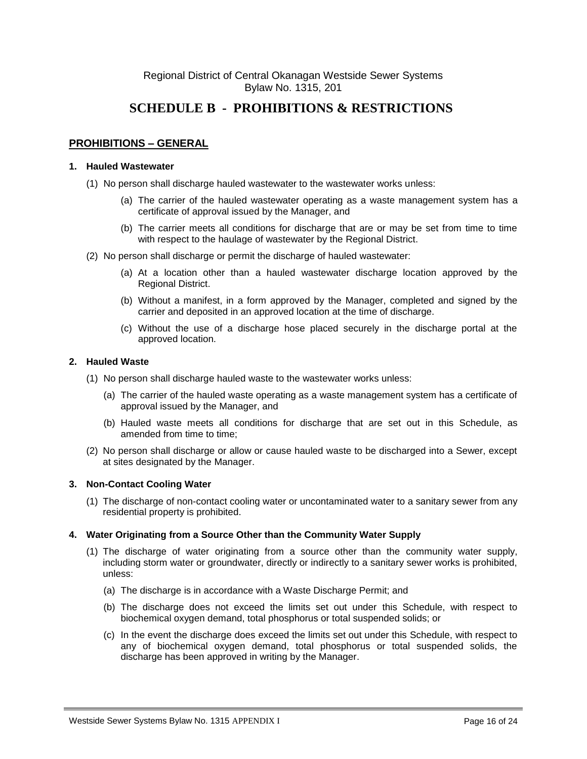Regional District of Central Okanagan Westside Sewer Systems
Bylaw No. 1315, 201

# SCHEDULE B - PROHIBITIONS & RESTRICTIONS

## PROHIBITIONS – GENERAL

**1. Hauled Wastewater**

(1) No person shall discharge hauled wastewater to the wastewater works unless:

(a) The carrier of the hauled wastewater operating as a waste management system has a certificate of approval issued by the Manager, and

(b) The carrier meets all conditions for discharge that are or may be set from time to time with respect to the haulage of wastewater by the Regional District.

(2) No person shall discharge or permit the discharge of hauled wastewater:

(a) At a location other than a hauled wastewater discharge location approved by the Regional District.

(b) Without a manifest, in a form approved by the Manager, completed and signed by the carrier and deposited in an approved location at the time of discharge.

(c) Without the use of a discharge hose placed securely in the discharge portal at the approved location.

**2. Hauled Waste**

(1) No person shall discharge hauled waste to the wastewater works unless:

(a) The carrier of the hauled waste operating as a waste management system has a certificate of approval issued by the Manager, and

(b) Hauled waste meets all conditions for discharge that are set out in this Schedule, as amended from time to time;

(2) No person shall discharge or allow or cause hauled waste to be discharged into a Sewer, except at sites designated by the Manager.

**3. Non-Contact Cooling Water**

(1) The discharge of non-contact cooling water or uncontaminated water to a sanitary sewer from any residential property is prohibited.

**4. Water Originating from a Source Other than the Community Water Supply**

(1) The discharge of water originating from a source other than the community water supply, including storm water or groundwater, directly or indirectly to a sanitary sewer works is prohibited, unless:

(a) The discharge is in accordance with a Waste Discharge Permit; and

(b) The discharge does not exceed the limits set out under this Schedule, with respect to biochemical oxygen demand, total phosphorus or total suspended solids; or

(c) In the event the discharge does exceed the limits set out under this Schedule, with respect to any of biochemical oxygen demand, total phosphorus or total suspended solids, the discharge has been approved in writing by the Manager.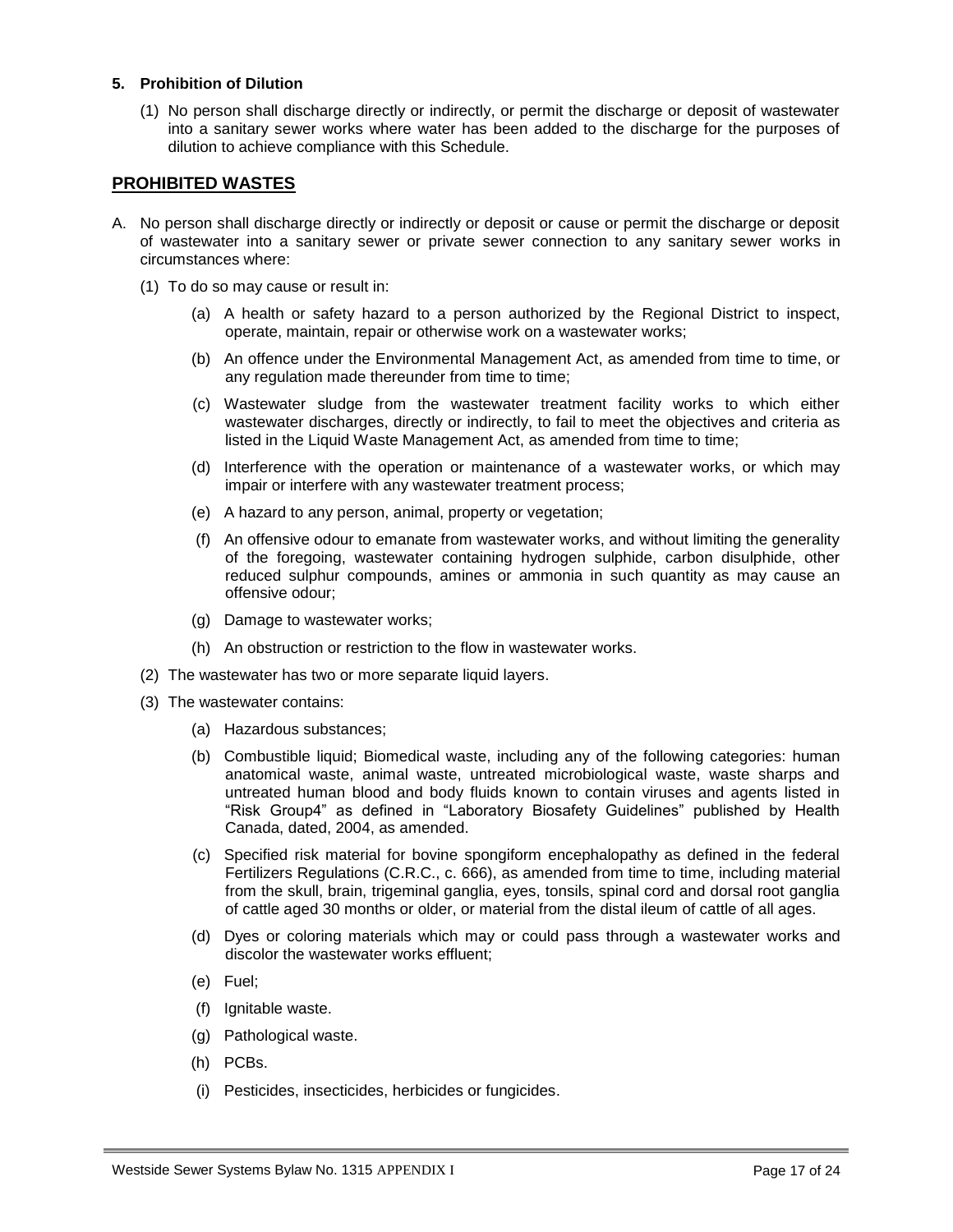**5. Prohibition of Dilution**

(1) No person shall discharge directly or indirectly, or permit the discharge or deposit of wastewater into a sanitary sewer works where water has been added to the discharge for the purposes of dilution to achieve compliance with this Schedule.

## PROHIBITED WASTES

A. No person shall discharge directly or indirectly or deposit or cause or permit the discharge or deposit of wastewater into a sanitary sewer or private sewer connection to any sanitary sewer works in circumstances where:

(1) To do so may cause or result in:

(a) A health or safety hazard to a person authorized by the Regional District to inspect, operate, maintain, repair or otherwise work on a wastewater works;

(b) An offence under the Environmental Management Act, as amended from time to time, or any regulation made thereunder from time to time;

(c) Wastewater sludge from the wastewater treatment facility works to which either wastewater discharges, directly or indirectly, to fail to meet the objectives and criteria as listed in the Liquid Waste Management Act, as amended from time to time;

(d) Interference with the operation or maintenance of a wastewater works, or which may impair or interfere with any wastewater treatment process;

(e) A hazard to any person, animal, property or vegetation;

(f) An offensive odour to emanate from wastewater works, and without limiting the generality of the foregoing, wastewater containing hydrogen sulphide, carbon disulphide, other reduced sulphur compounds, amines or ammonia in such quantity as may cause an offensive odour;

(g) Damage to wastewater works;

(h) An obstruction or restriction to the flow in wastewater works.

(2) The wastewater has two or more separate liquid layers.

(3) The wastewater contains:

(a) Hazardous substances;

(b) Combustible liquid; Biomedical waste, including any of the following categories: human anatomical waste, animal waste, untreated microbiological waste, waste sharps and untreated human blood and body fluids known to contain viruses and agents listed in "Risk Group4" as defined in "Laboratory Biosafety Guidelines" published by Health Canada, dated, 2004, as amended.

(c) Specified risk material for bovine spongiform encephalopathy as defined in the federal Fertilizers Regulations (C.R.C., c. 666), as amended from time to time, including material from the skull, brain, trigeminal ganglia, eyes, tonsils, spinal cord and dorsal root ganglia of cattle aged 30 months or older, or material from the distal ileum of cattle of all ages.

(d) Dyes or coloring materials which may or could pass through a wastewater works and discolor the wastewater works effluent;

(e) Fuel;

(f) Ignitable waste.

(g) Pathological waste.

(h) PCBs.

(i) Pesticides, insecticides, herbicides or fungicides.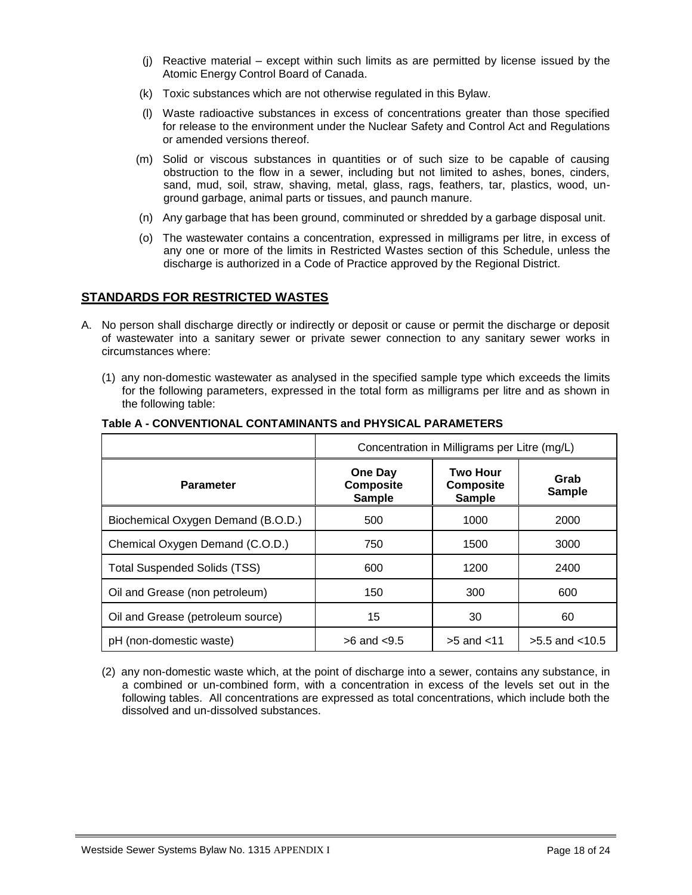(j) Reactive material – except within such limits as are permitted by license issued by the Atomic Energy Control Board of Canada.

(k) Toxic substances which are not otherwise regulated in this Bylaw.

(l) Waste radioactive substances in excess of concentrations greater than those specified for release to the environment under the Nuclear Safety and Control Act and Regulations or amended versions thereof.

(m) Solid or viscous substances in quantities or of such size to be capable of causing obstruction to the flow in a sewer, including but not limited to ashes, bones, cinders, sand, mud, soil, straw, shaving, metal, glass, rags, feathers, tar, plastics, wood, un-ground garbage, animal parts or tissues, and paunch manure.

(n) Any garbage that has been ground, comminuted or shredded by a garbage disposal unit.

(o) The wastewater contains a concentration, expressed in milligrams per litre, in excess of any one or more of the limits in Restricted Wastes section of this Schedule, unless the discharge is authorized in a Code of Practice approved by the Regional District.

## STANDARDS FOR RESTRICTED WASTES

A. No person shall discharge directly or indirectly or deposit or cause or permit the discharge or deposit of wastewater into a sanitary sewer or private sewer connection to any sanitary sewer works in circumstances where:

(1) any non-domestic wastewater as analysed in the specified sample type which exceeds the limits for the following parameters, expressed in the total form as milligrams per litre and as shown in the following table:

**Table A - CONVENTIONAL CONTAMINANTS and PHYSICAL PARAMETERS**

| | Concentration in Milligrams per Litre (mg/L) | | |
|---|---|---|---|
| **Parameter** | **One Day Composite Sample** | **Two Hour Composite Sample** | **Grab Sample** |
| Biochemical Oxygen Demand (B.O.D.) | 500 | 1000 | 2000 |
| Chemical Oxygen Demand (C.O.D.) | 750 | 1500 | 3000 |
| Total Suspended Solids (TSS) | 600 | 1200 | 2400 |
| Oil and Grease (non petroleum) | 150 | 300 | 600 |
| Oil and Grease (petroleum source) | 15 | 30 | 60 |
| pH (non-domestic waste) | >6 and <9.5 | >5 and <11 | >5.5 and <10.5 |

(2) any non-domestic waste which, at the point of discharge into a sewer, contains any substance, in a combined or un-combined form, with a concentration in excess of the levels set out in the following tables. All concentrations are expressed as total concentrations, which include both the dissolved and un-dissolved substances.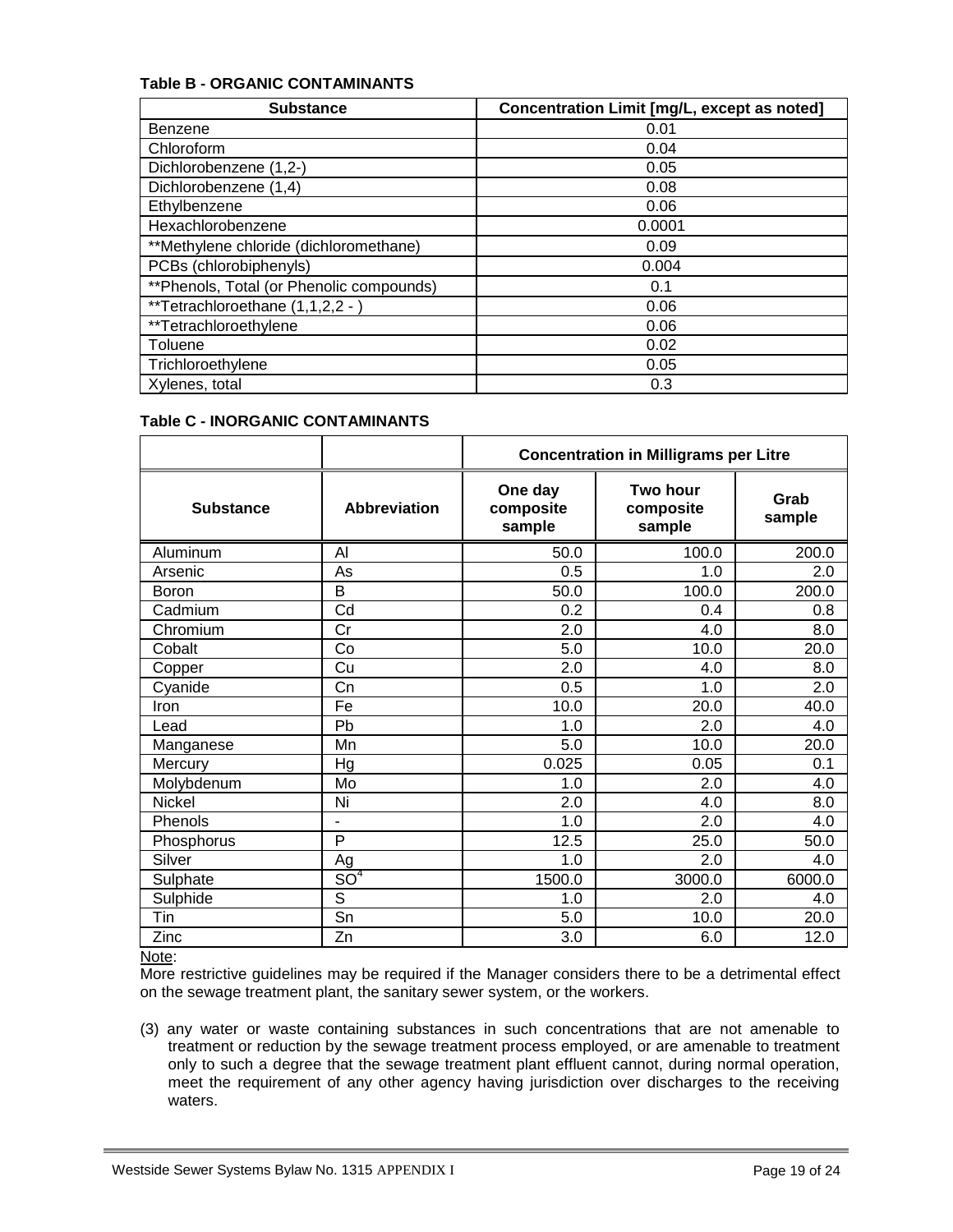**Table B - ORGANIC CONTAMINANTS**

| Substance | Concentration Limit [mg/L, except as noted] |
|---|---|
| Benzene | 0.01 |
| Chloroform | 0.04 |
| Dichlorobenzene (1,2-) | 0.05 |
| Dichlorobenzene (1,4) | 0.08 |
| Ethylbenzene | 0.06 |
| Hexachlorobenzene | 0.0001 |
| **Methylene chloride (dichloromethane) | 0.09 |
| PCBs (chlorobiphenyls) | 0.004 |
| **Phenols, Total (or Phenolic compounds) | 0.1 |
| **Tetrachloroethane (1,1,2,2 - ) | 0.06 |
| **Tetrachloroethylene | 0.06 |
| Toluene | 0.02 |
| Trichloroethylene | 0.05 |
| Xylenes, total | 0.3 |

**Table C - INORGANIC CONTAMINANTS**

| | | Concentration in Milligrams per Litre | | |
|---|---|---|---|---|
| **Substance** | **Abbreviation** | **One day composite sample** | **Two hour composite sample** | **Grab sample** |
| Aluminum | Al | 50.0 | 100.0 | 200.0 |
| Arsenic | As | 0.5 | 1.0 | 2.0 |
| Boron | B | 50.0 | 100.0 | 200.0 |
| Cadmium | Cd | 0.2 | 0.4 | 0.8 |
| Chromium | Cr | 2.0 | 4.0 | 8.0 |
| Cobalt | Co | 5.0 | 10.0 | 20.0 |
| Copper | Cu | 2.0 | 4.0 | 8.0 |
| Cyanide | Cn | 0.5 | 1.0 | 2.0 |
| Iron | Fe | 10.0 | 20.0 | 40.0 |
| Lead | Pb | 1.0 | 2.0 | 4.0 |
| Manganese | Mn | 5.0 | 10.0 | 20.0 |
| Mercury | Hg | 0.025 | 0.05 | 0.1 |
| Molybdenum | Mo | 1.0 | 2.0 | 4.0 |
| Nickel | Ni | 2.0 | 4.0 | 8.0 |
| Phenols | - | 1.0 | 2.0 | 4.0 |
| Phosphorus | P | 12.5 | 25.0 | 50.0 |
| Silver | Ag | 1.0 | 2.0 | 4.0 |
| Sulphate | $SO^4$ | 1500.0 | 3000.0 | 6000.0 |
| Sulphide | S | 1.0 | 2.0 | 4.0 |
| Tin | Sn | 5.0 | 10.0 | 20.0 |
| Zinc | Zn | 3.0 | 6.0 | 12.0 |

Note:

More restrictive guidelines may be required if the Manager considers there to be a detrimental effect on the sewage treatment plant, the sanitary sewer system, or the workers.

(3) any water or waste containing substances in such concentrations that are not amenable to treatment or reduction by the sewage treatment process employed, or are amenable to treatment only to such a degree that the sewage treatment plant effluent cannot, during normal operation, meet the requirement of any other agency having jurisdiction over discharges to the receiving waters.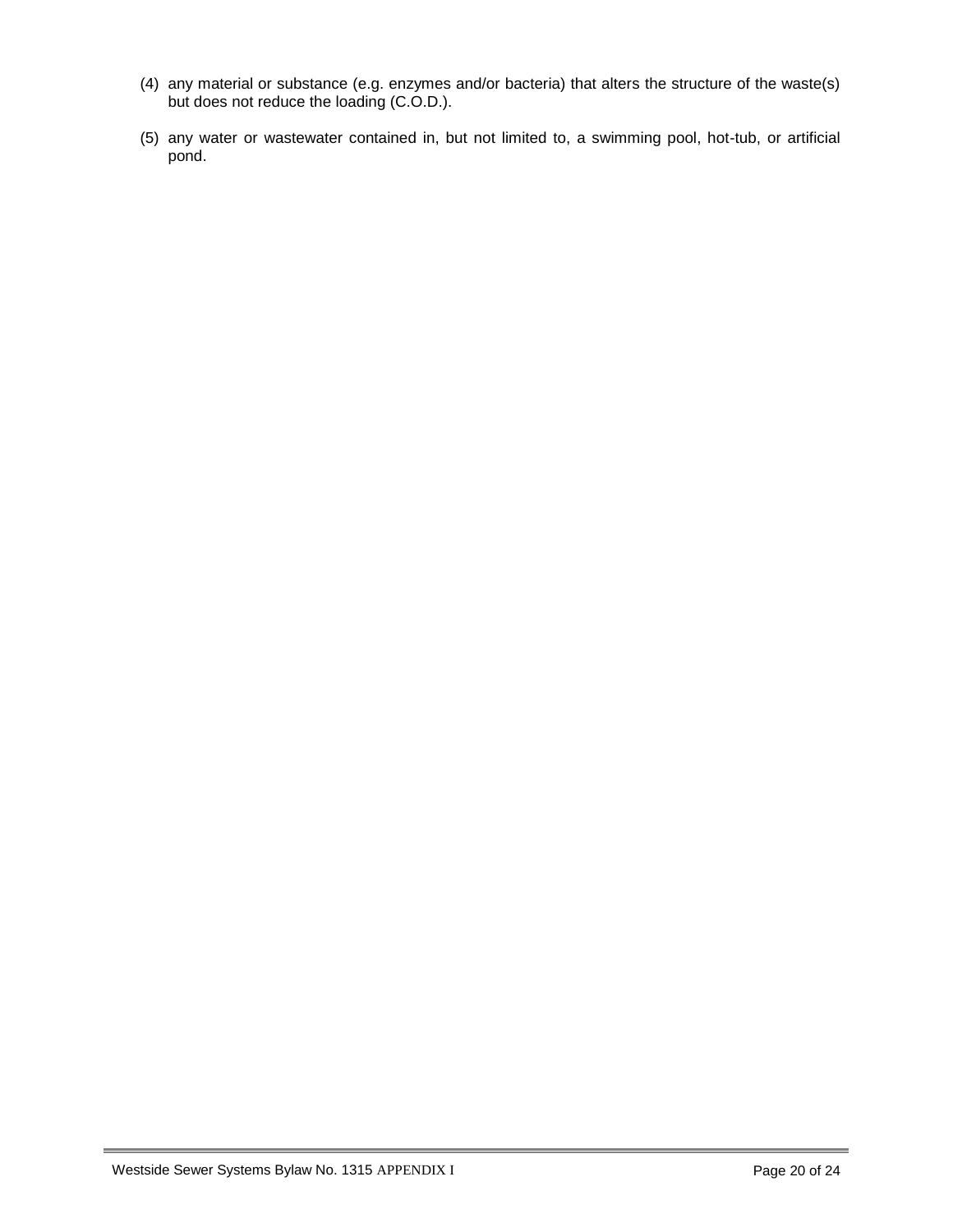(4) any material or substance (e.g. enzymes and/or bacteria) that alters the structure of the waste(s) but does not reduce the loading (C.O.D.).

(5) any water or wastewater contained in, but not limited to, a swimming pool, hot-tub, or artificial pond.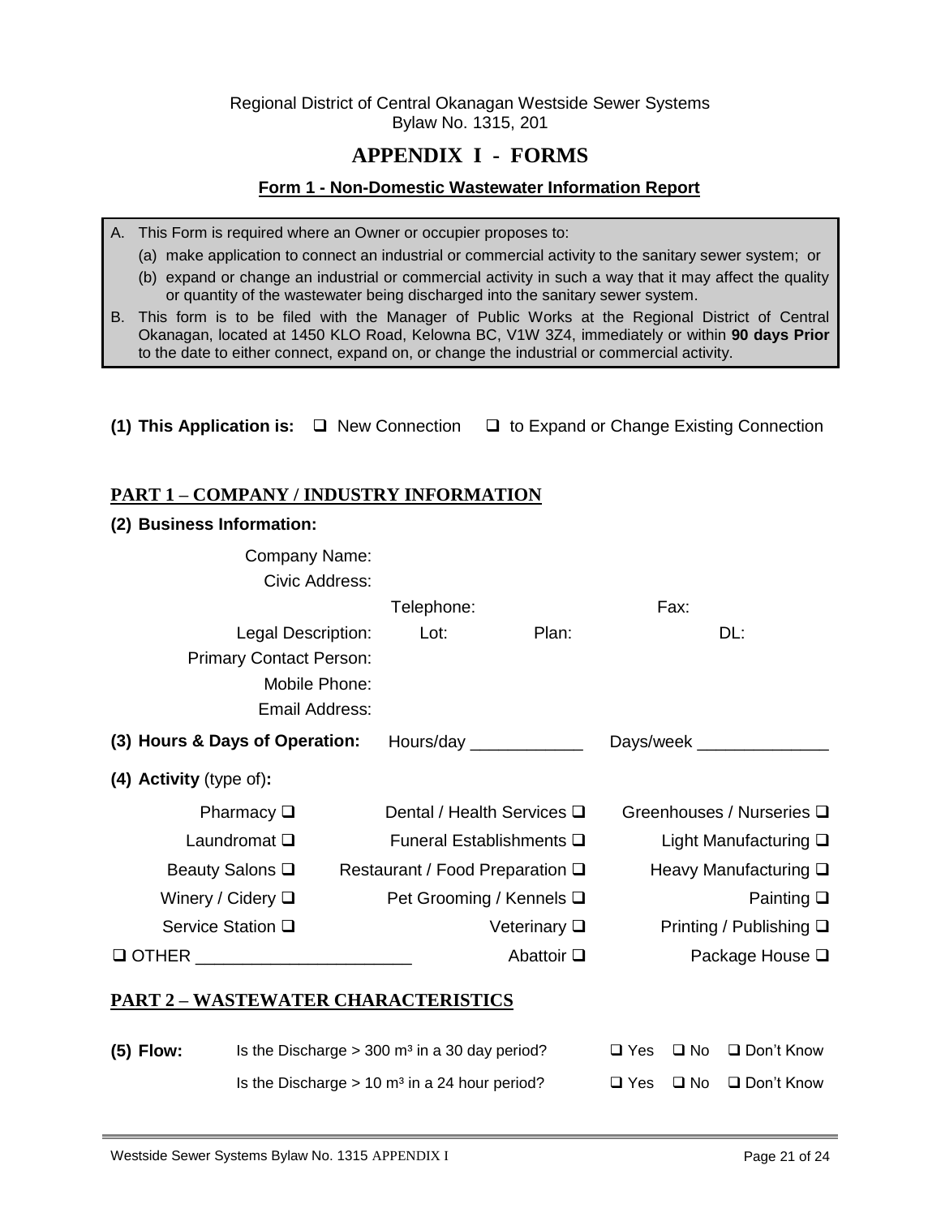Regional District of Central Okanagan Westside Sewer Systems
Bylaw No. 1315, 201

# APPENDIX I - FORMS

## Form 1 - Non-Domestic Wastewater Information Report

A. This Form is required where an Owner or occupier proposes to:
   (a) make application to connect an industrial or commercial activity to the sanitary sewer system; or
   (b) expand or change an industrial or commercial activity in such a way that it may affect the quality or quantity of the wastewater being discharged into the sanitary sewer system.

B. This form is to be filed with the Manager of Public Works at the Regional District of Central Okanagan, located at 1450 KLO Road, Kelowna BC, V1W 3Z4, immediately or within **90 days Prior** to the date to either connect, expand on, or change the industrial or commercial activity.

**(1) This Application is:** ❑ New Connection ❑ to Expand or Change Existing Connection

## PART 1 – COMPANY / INDUSTRY INFORMATION

**(2) Business Information:**

Company Name:
Civic Address:
Telephone: Fax:
Legal Description: Lot: Plan: DL:
Primary Contact Person:
Mobile Phone:
Email Address:

**(3) Hours & Days of Operation:** Hours/day ____________ Days/week ______________

**(4) Activity** (type of)**:**

| | | |
|---|---|---|
| Pharmacy ❑ | Dental / Health Services ❑ | Greenhouses / Nurseries ❑ |
| Laundromat ❑ | Funeral Establishments ❑ | Light Manufacturing ❑ |
| Beauty Salons ❑ | Restaurant / Food Preparation ❑ | Heavy Manufacturing ❑ |
| Winery / Cidery ❑ | Pet Grooming / Kennels ❑ | Painting ❑ |
| Service Station ❑ | Veterinary ❑ | Printing / Publishing ❑ |
| ❑ OTHER ______________________ | Abattoir ❑ | Package House ❑ |

## PART 2 – WASTEWATER CHARACTERISTICS

**(5) Flow:** Is the Discharge > 300 $m^3$ in a 30 day period? ❑ Yes ❑ No ❑ Don't Know

Is the Discharge > 10 $m^3$ in a 24 hour period? ❑ Yes ❑ No ❑ Don't Know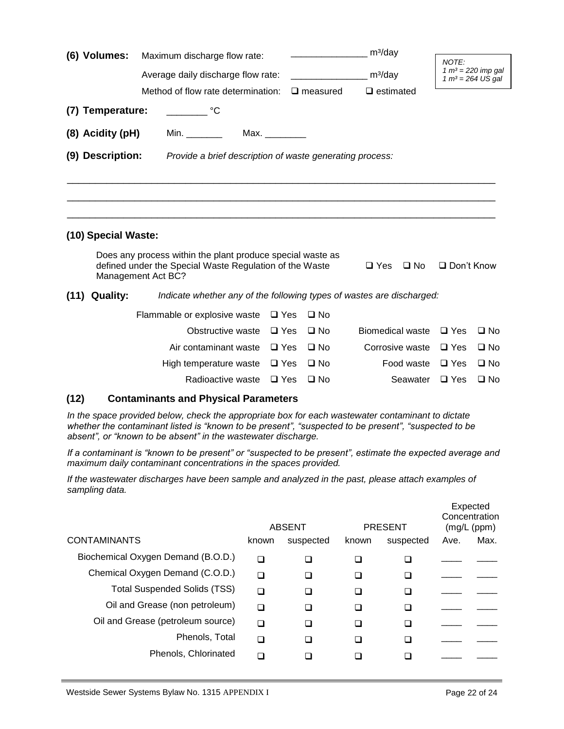**(6) Volumes:** Maximum discharge flow rate: _______________ $m^3$/day

Average daily discharge flow rate: _______________ $m^3$/day

Method of flow rate determination: ❑ measured ❑ estimated

*NOTE:*
*1 $m^3$ = 220 imp gal*
*1 $m^3$ = 264 US gal*

**(7) Temperature:** ________ °C

**(8) Acidity (pH)** Min. _______ Max. ________

**(9) Description:** *Provide a brief description of waste generating process:*

_______________________________________________________________________________

_______________________________________________________________________________

_______________________________________________________________________________

**(10) Special Waste:**

Does any process within the plant produce special waste as defined under the Special Waste Regulation of the Waste Management Act BC? ❑ Yes ❑ No ❑ Don't Know

**(11) Quality:** *Indicate whether any of the following types of wastes are discharged:*

| | | | | | |
|---|---|---|---|---|---|
| Flammable or explosive waste | ❑ Yes | ❑ No | | | |
| Obstructive waste | ❑ Yes | ❑ No | Biomedical waste | ❑ Yes | ❑ No |
| Air contaminant waste | ❑ Yes | ❑ No | Corrosive waste | ❑ Yes | ❑ No |
| High temperature waste | ❑ Yes | ❑ No | Food waste | ❑ Yes | ❑ No |
| Radioactive waste | ❑ Yes | ❑ No | Seawater | ❑ Yes | ❑ No |

**(12) Contaminants and Physical Parameters**

*In the space provided below, check the appropriate box for each wastewater contaminant to dictate whether the contaminant listed is "known to be present", "suspected to be present", "suspected to be absent", or "known to be absent" in the wastewater discharge.*

*If a contaminant is "known to be present" or "suspected to be present", estimate the expected average and maximum daily contaminant concentrations in the spaces provided.*

*If the wastewater discharges have been sample and analyzed in the past, please attach examples of sampling data.*

| | ABSENT | | PRESENT | | Expected Concentration (mg/L (ppm) | |
|---|---|---|---|---|---|---|
| CONTAMINANTS | known | suspected | known | suspected | Ave. | Max. |
| Biochemical Oxygen Demand (B.O.D.) | ❑ | ❑ | ❑ | ❑ | ____ | ____ |
| Chemical Oxygen Demand (C.O.D.) | ❑ | ❑ | ❑ | ❑ | ____ | ____ |
| Total Suspended Solids (TSS) | ❑ | ❑ | ❑ | ❑ | ____ | ____ |
| Oil and Grease (non petroleum) | ❑ | ❑ | ❑ | ❑ | ____ | ____ |
| Oil and Grease (petroleum source) | ❑ | ❑ | ❑ | ❑ | ____ | ____ |
| Phenols, Total | ❑ | ❑ | ❑ | ❑ | ____ | ____ |
| Phenols, Chlorinated | ❑ | ❑ | ❑ | ❑ | ____ | ____ |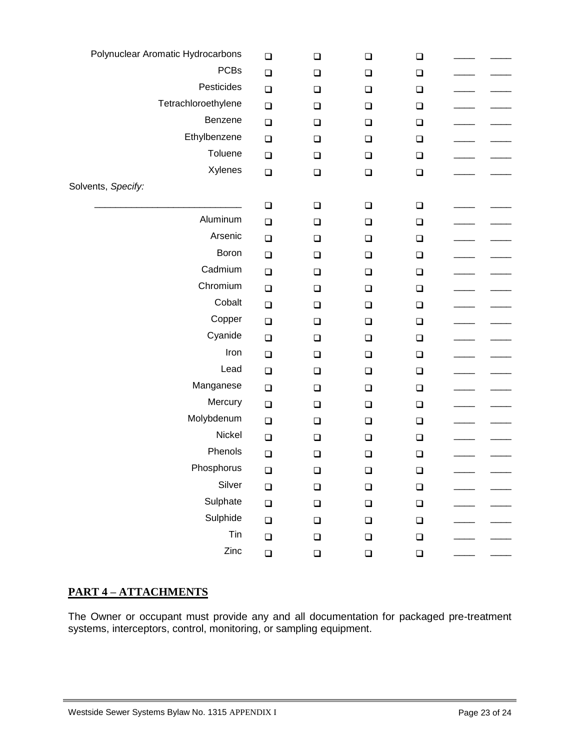| | | | | | | |
|---|---|---|---|---|---|---|
| Polynuclear Aromatic Hydrocarbons | ❑ | ❑ | ❑ | ❑ | ____ | ____ |
| PCBs | ❑ | ❑ | ❑ | ❑ | ____ | ____ |
| Pesticides | ❑ | ❑ | ❑ | ❑ | ____ | ____ |
| Tetrachloroethylene | ❑ | ❑ | ❑ | ❑ | ____ | ____ |
| Benzene | ❑ | ❑ | ❑ | ❑ | ____ | ____ |
| Ethylbenzene | ❑ | ❑ | ❑ | ❑ | ____ | ____ |
| Toluene | ❑ | ❑ | ❑ | ❑ | ____ | ____ |
| Xylenes | ❑ | ❑ | ❑ | ❑ | ____ | ____ |
| Solvents, *Specify:* | | | | | | |
| ____________________________ | ❑ | ❑ | ❑ | ❑ | ____ | ____ |
| Aluminum | ❑ | ❑ | ❑ | ❑ | ____ | ____ |
| Arsenic | ❑ | ❑ | ❑ | ❑ | ____ | ____ |
| Boron | ❑ | ❑ | ❑ | ❑ | ____ | ____ |
| Cadmium | ❑ | ❑ | ❑ | ❑ | ____ | ____ |
| Chromium | ❑ | ❑ | ❑ | ❑ | ____ | ____ |
| Cobalt | ❑ | ❑ | ❑ | ❑ | ____ | ____ |
| Copper | ❑ | ❑ | ❑ | ❑ | ____ | ____ |
| Cyanide | ❑ | ❑ | ❑ | ❑ | ____ | ____ |
| Iron | ❑ | ❑ | ❑ | ❑ | ____ | ____ |
| Lead | ❑ | ❑ | ❑ | ❑ | ____ | ____ |
| Manganese | ❑ | ❑ | ❑ | ❑ | ____ | ____ |
| Mercury | ❑ | ❑ | ❑ | ❑ | ____ | ____ |
| Molybdenum | ❑ | ❑ | ❑ | ❑ | ____ | ____ |
| Nickel | ❑ | ❑ | ❑ | ❑ | ____ | ____ |
| Phenols | ❑ | ❑ | ❑ | ❑ | ____ | ____ |
| Phosphorus | ❑ | ❑ | ❑ | ❑ | ____ | ____ |
| Silver | ❑ | ❑ | ❑ | ❑ | ____ | ____ |
| Sulphate | ❑ | ❑ | ❑ | ❑ | ____ | ____ |
| Sulphide | ❑ | ❑ | ❑ | ❑ | ____ | ____ |
| Tin | ❑ | ❑ | ❑ | ❑ | ____ | ____ |
| Zinc | ❑ | ❑ | ❑ | ❑ | ____ | ____ |

## PART 4 – ATTACHMENTS

The Owner or occupant must provide any and all documentation for packaged pre-treatment systems, interceptors, control, monitoring, or sampling equipment.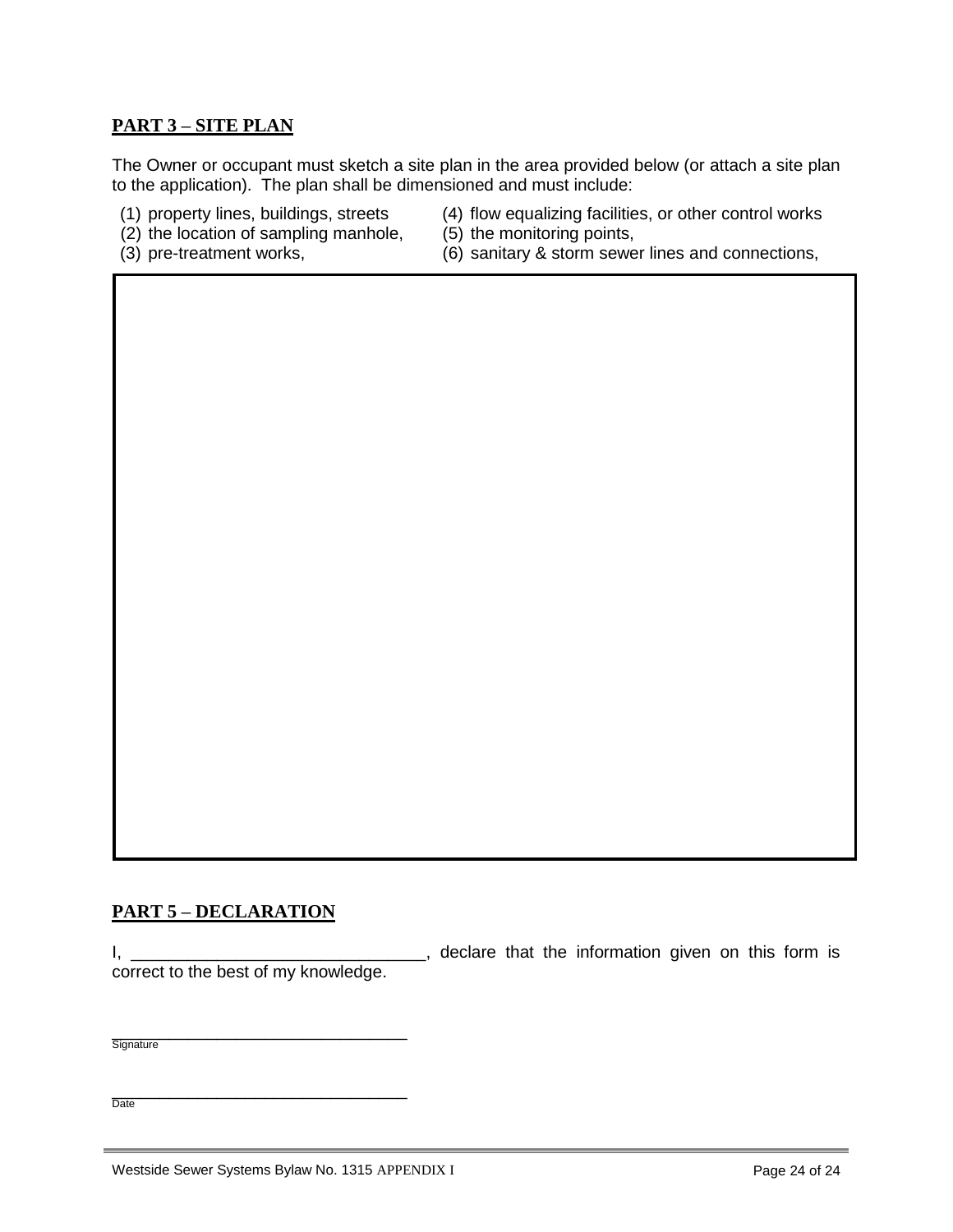## PART 3 – SITE PLAN

The Owner or occupant must sketch a site plan in the area provided below (or attach a site plan to the application). The plan shall be dimensioned and must include:

(1) property lines, buildings, streets
(2) the location of sampling manhole,
(3) pre-treatment works,
(4) flow equalizing facilities, or other control works
(5) the monitoring points,
(6) sanitary & storm sewer lines and connections,

## PART 5 – DECLARATION

I, ______________________________, declare that the information given on this form is correct to the best of my knowledge.

______________________________
Signature

______________________________
Date